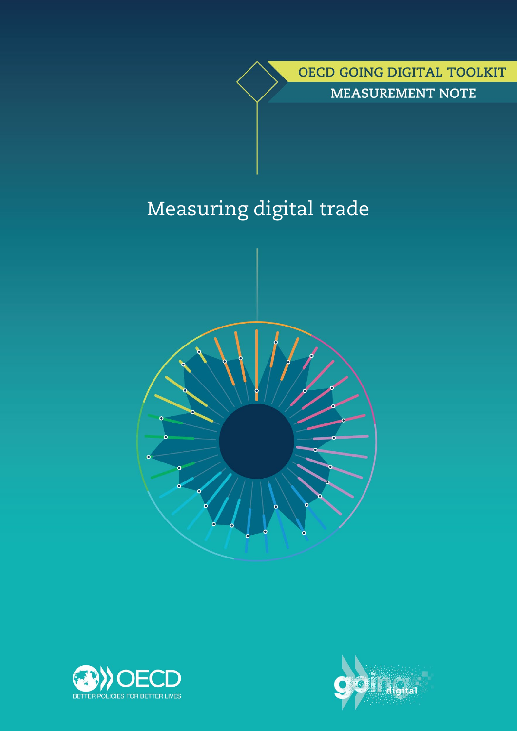OECD GOING DIGITAL TOOLKIT

MEASUREMENT NOTE

# Measuring digital trade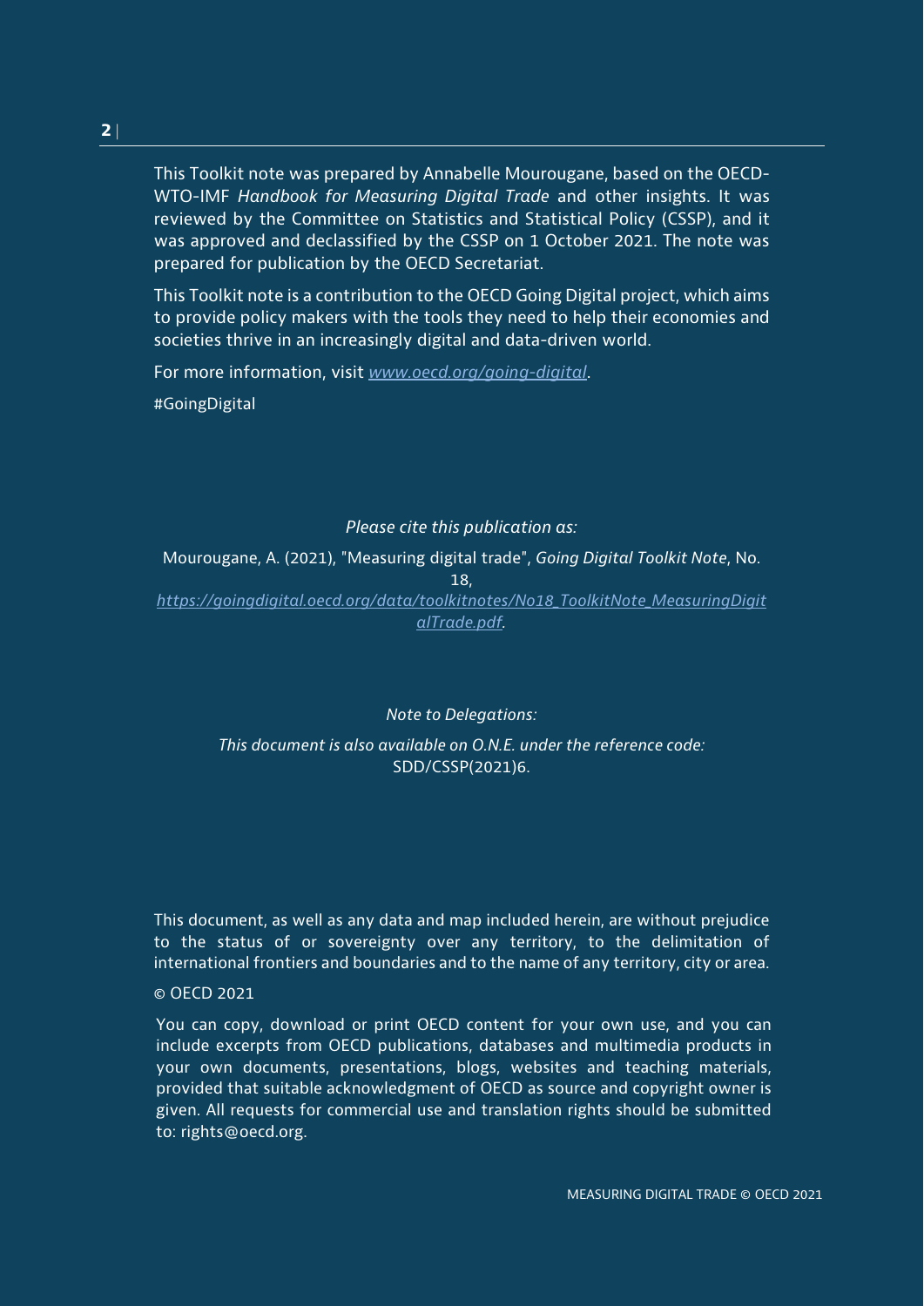This Toolkit note was prepared by Annabelle Mourougane, based on the OECD-WTO-IMF *Handbook for Measuring Digital Trade* and other insights. It was reviewed by the Committee on Statistics and Statistical Policy (CSSP), and it was approved and declassified by the CSSP on 1 October 2021. The note was prepared for publication by the OECD Secretariat.

This Toolkit note is a contribution to the OECD Going Digital project, which aims to provide policy makers with the tools they need to help their economies and societies thrive in an increasingly digital and data-driven world.

For more information, visit [www.oecd.org/going-digital](www.oecd.org/going-digital).

#GoingDigital

*Please cite this publication as:*

Mourougane, A. (2021), "Measuring digital trade", *Going Digital Toolkit Note*, No. 18, [https://goingdigital.oecd.org/data/toolkitnotes/No18_ToolkitNote_MeasuringDigitalTrade.pdf](https://goingdigital.oecd.org/data/toolkitnotes/No18_ToolkitNote_MeasuringDigitalTrade.pdf).

*Note to Delegations:*

*This document is also available on O.N.E. under the reference code:* SDD/CSSP(2021)6.

This document, as well as any data and map included herein, are without prejudice to the status of or sovereignty over any territory, to the delimitation of international frontiers and boundaries and to the name of any territory, city or area.

© OECD 2021

You can copy, download or print OECD content for your own use, and you can include excerpts from OECD publications, databases and multimedia products in your own documents, presentations, blogs, websites and teaching materials, provided that suitable acknowledgment of OECD as source and copyright owner is given. All requests for commercial use and translation rights should be submitted to: rights@oecd.org.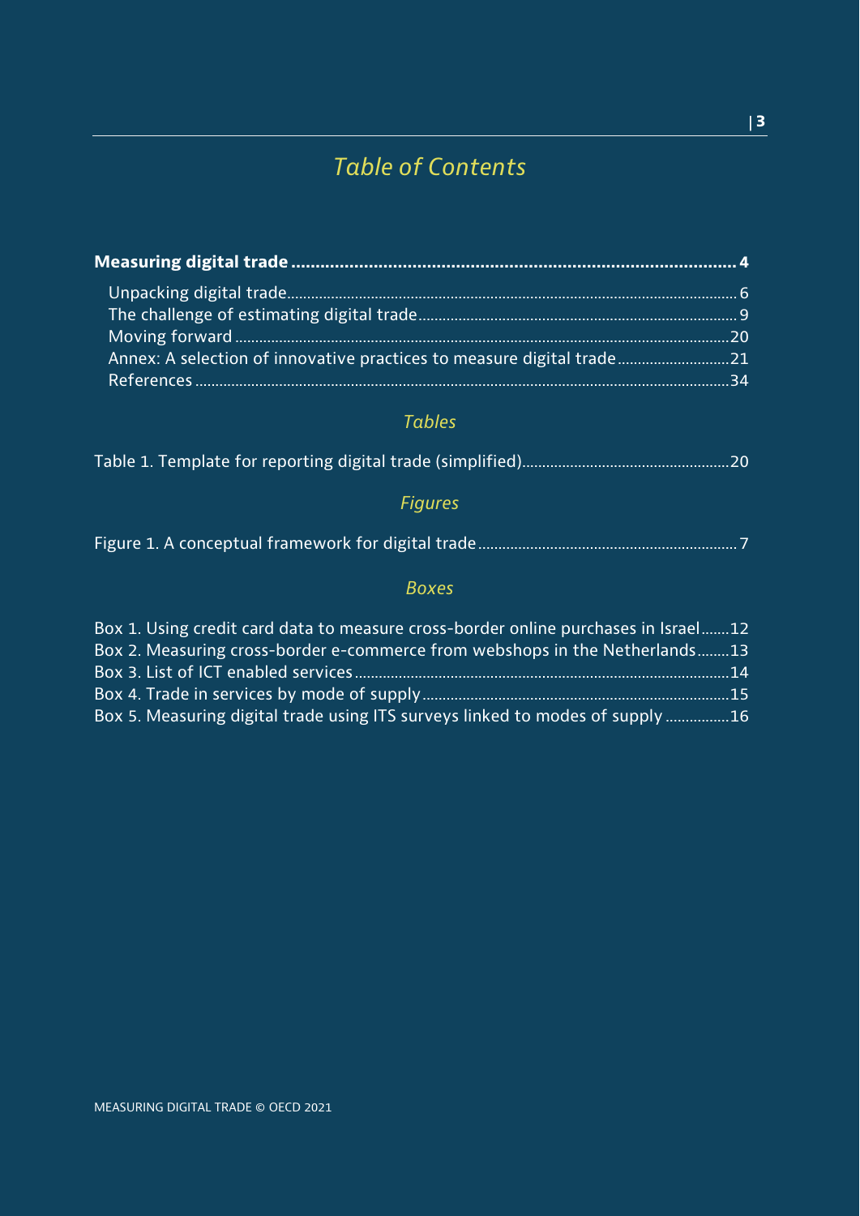# Table of Contents

**Measuring digital trade .......................................................................................... 4**

Unpacking digital trade ............................................................................................ 6
The challenge of estimating digital trade ................................................................ 9
Moving forward ...................................................................................................... 20
Annex: A selection of innovative practices to measure digital trade ..................... 21
References .............................................................................................................. 34

## Tables

Table 1. Template for reporting digital trade (simplified) ........................................ 20

## Figures

Figure 1. A conceptual framework for digital trade .................................................. 7

## Boxes

Box 1. Using credit card data to measure cross-border online purchases in Israel ....... 12
Box 2. Measuring cross-border e-commerce from webshops in the Netherlands ........ 13
Box 3. List of ICT enabled services .......................................................................... 14
Box 4. Trade in services by mode of supply .............................................................. 15
Box 5. Measuring digital trade using ITS surveys linked to modes of supply ............... 16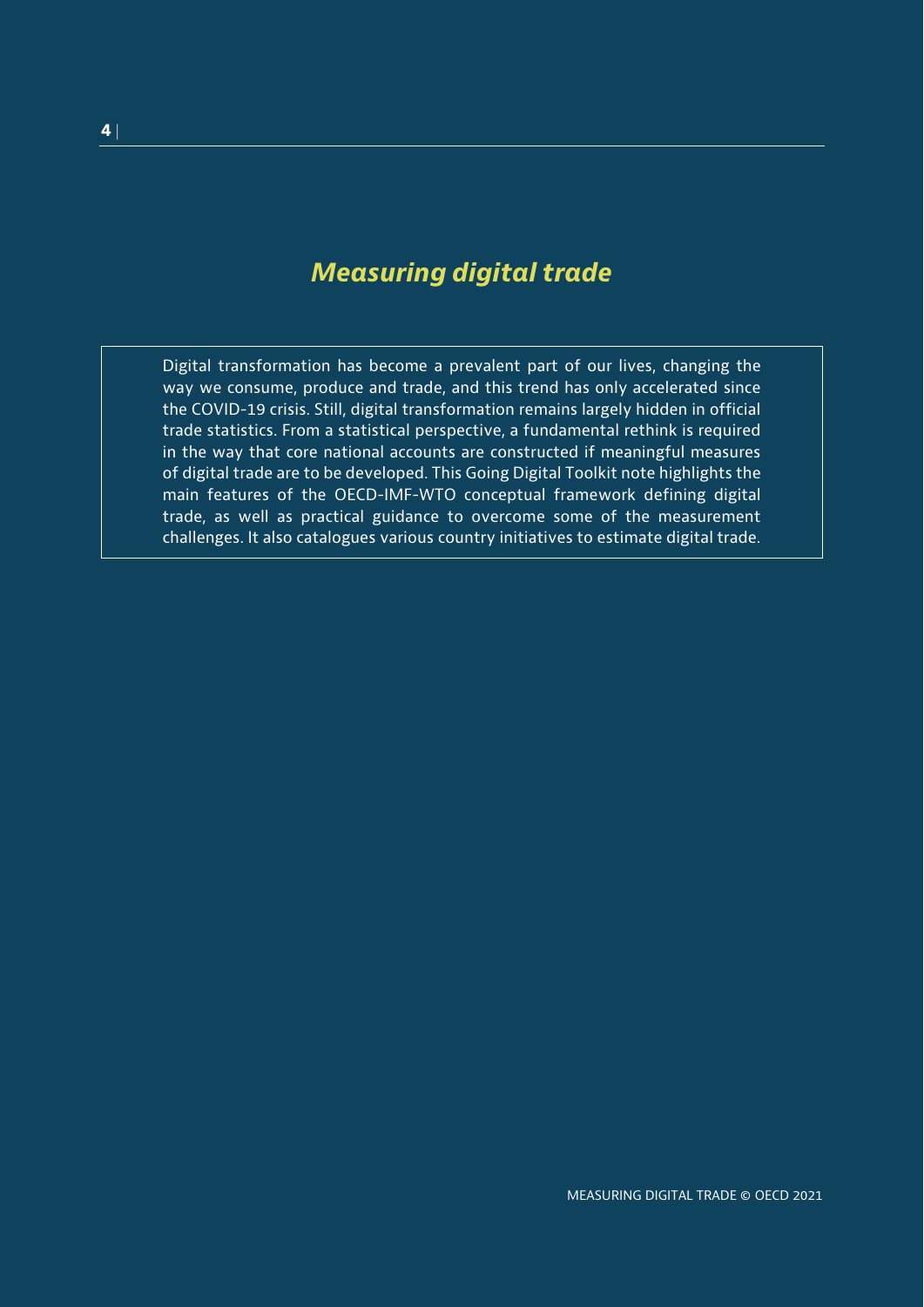# *Measuring digital trade*

Digital transformation has become a prevalent part of our lives, changing the way we consume, produce and trade, and this trend has only accelerated since the COVID-19 crisis. Still, digital transformation remains largely hidden in official trade statistics. From a statistical perspective, a fundamental rethink is required in the way that core national accounts are constructed if meaningful measures of digital trade are to be developed. This Going Digital Toolkit note highlights the main features of the OECD-IMF-WTO conceptual framework defining digital trade, as well as practical guidance to overcome some of the measurement challenges. It also catalogues various country initiatives to estimate digital trade.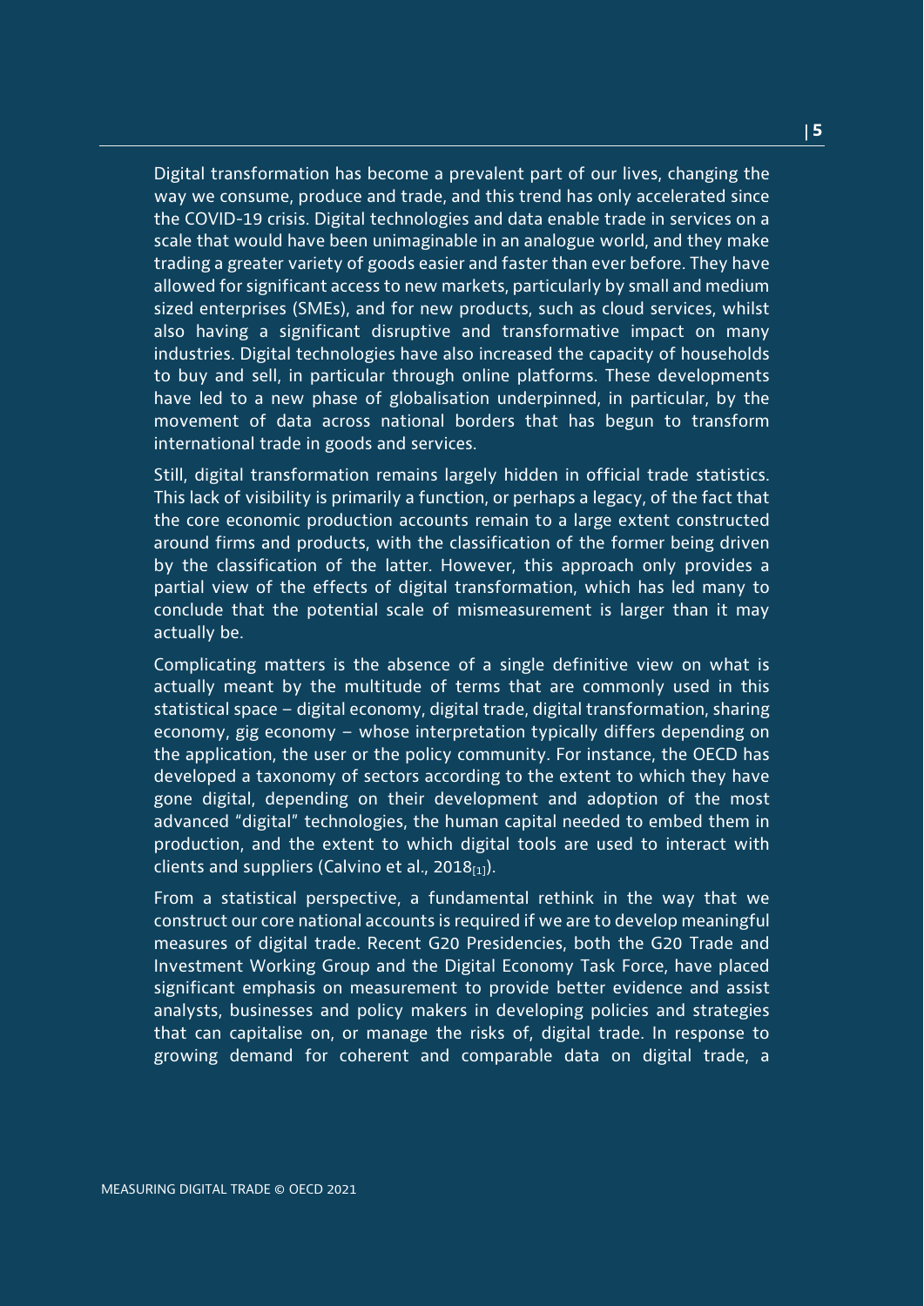Digital transformation has become a prevalent part of our lives, changing the way we consume, produce and trade, and this trend has only accelerated since the COVID-19 crisis. Digital technologies and data enable trade in services on a scale that would have been unimaginable in an analogue world, and they make trading a greater variety of goods easier and faster than ever before. They have allowed for significant access to new markets, particularly by small and medium sized enterprises (SMEs), and for new products, such as cloud services, whilst also having a significant disruptive and transformative impact on many industries. Digital technologies have also increased the capacity of households to buy and sell, in particular through online platforms. These developments have led to a new phase of globalisation underpinned, in particular, by the movement of data across national borders that has begun to transform international trade in goods and services.

Still, digital transformation remains largely hidden in official trade statistics. This lack of visibility is primarily a function, or perhaps a legacy, of the fact that the core economic production accounts remain to a large extent constructed around firms and products, with the classification of the former being driven by the classification of the latter. However, this approach only provides a partial view of the effects of digital transformation, which has led many to conclude that the potential scale of mismeasurement is larger than it may actually be.

Complicating matters is the absence of a single definitive view on what is actually meant by the multitude of terms that are commonly used in this statistical space – digital economy, digital trade, digital transformation, sharing economy, gig economy – whose interpretation typically differs depending on the application, the user or the policy community. For instance, the OECD has developed a taxonomy of sectors according to the extent to which they have gone digital, depending on their development and adoption of the most advanced "digital" technologies, the human capital needed to embed them in production, and the extent to which digital tools are used to interact with clients and suppliers (Calvino et al., 2018[1]).

From a statistical perspective, a fundamental rethink in the way that we construct our core national accounts is required if we are to develop meaningful measures of digital trade. Recent G20 Presidencies, both the G20 Trade and Investment Working Group and the Digital Economy Task Force, have placed significant emphasis on measurement to provide better evidence and assist analysts, businesses and policy makers in developing policies and strategies that can capitalise on, or manage the risks of, digital trade. In response to growing demand for coherent and comparable data on digital trade, a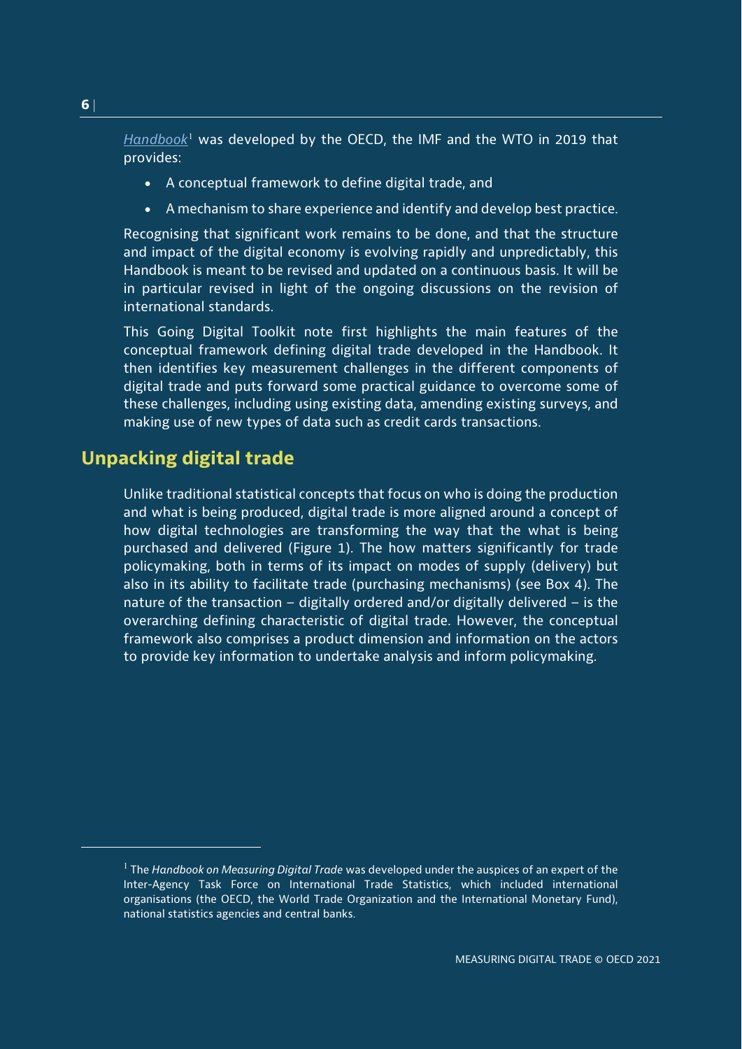*Handbook*[1] was developed by the OECD, the IMF and the WTO in 2019 that provides:

- A conceptual framework to define digital trade, and
- A mechanism to share experience and identify and develop best practice.

Recognising that significant work remains to be done, and that the structure and impact of the digital economy is evolving rapidly and unpredictably, this Handbook is meant to be revised and updated on a continuous basis. It will be in particular revised in light of the ongoing discussions on the revision of international standards.

This Going Digital Toolkit note first highlights the main features of the conceptual framework defining digital trade developed in the Handbook. It then identifies key measurement challenges in the different components of digital trade and puts forward some practical guidance to overcome some of these challenges, including using existing data, amending existing surveys, and making use of new types of data such as credit cards transactions.

## Unpacking digital trade

Unlike traditional statistical concepts that focus on who is doing the production and what is being produced, digital trade is more aligned around a concept of how digital technologies are transforming the way that the what is being purchased and delivered (Figure 1). The how matters significantly for trade policymaking, both in terms of its impact on modes of supply (delivery) but also in its ability to facilitate trade (purchasing mechanisms) (see Box 4). The nature of the transaction – digitally ordered and/or digitally delivered – is the overarching defining characteristic of digital trade. However, the conceptual framework also comprises a product dimension and information on the actors to provide key information to undertake analysis and inform policymaking.

---

[1] The *Handbook on Measuring Digital Trade* was developed under the auspices of an expert of the Inter-Agency Task Force on International Trade Statistics, which included international organisations (the OECD, the World Trade Organization and the International Monetary Fund), national statistics agencies and central banks.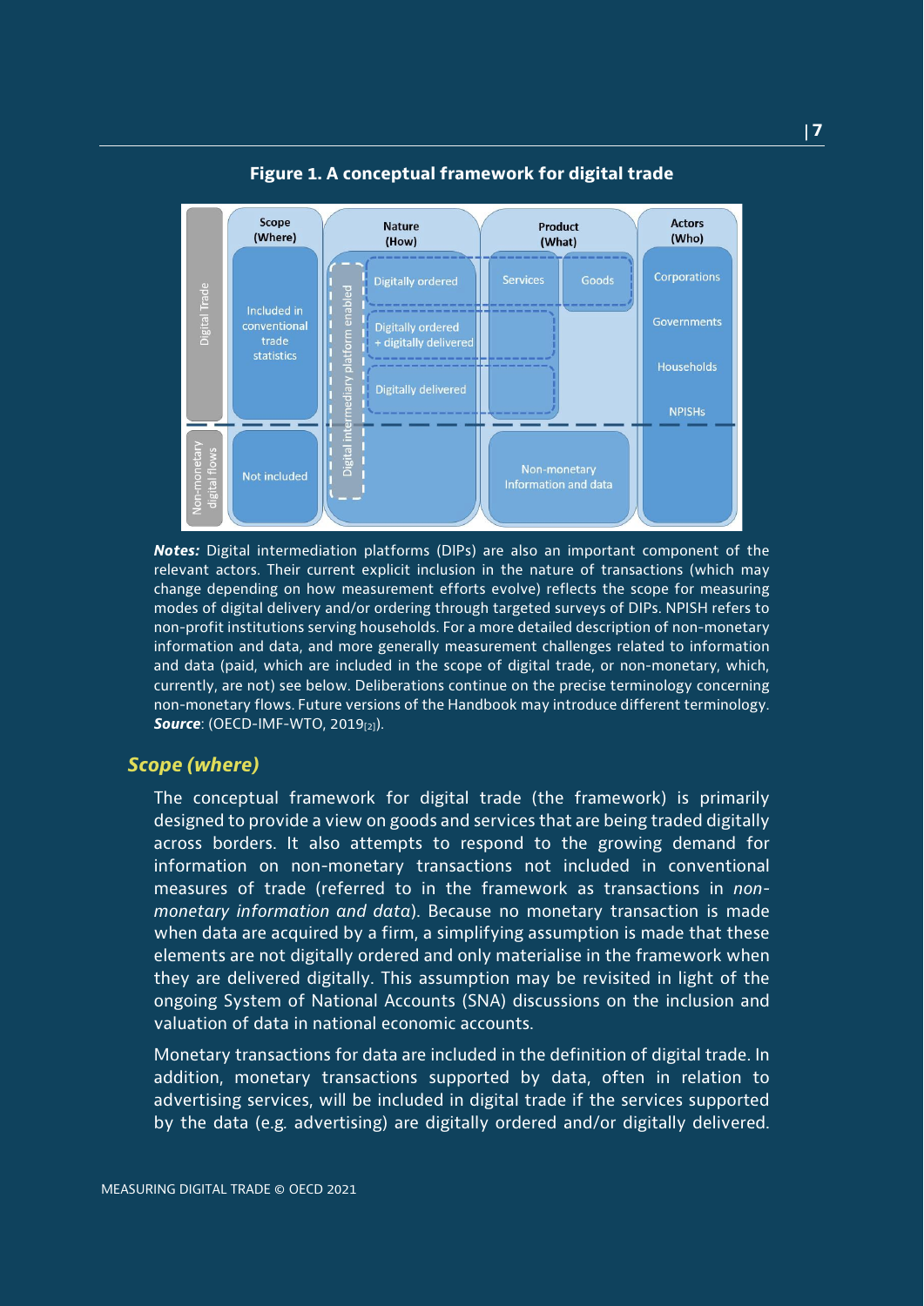**Figure 1. A conceptual framework for digital trade**

*Notes:* Digital intermediation platforms (DIPs) are also an important component of the relevant actors. Their current explicit inclusion in the nature of transactions (which may change depending on how measurement efforts evolve) reflects the scope for measuring modes of digital delivery and/or ordering through targeted surveys of DIPs. NPISH refers to non-profit institutions serving households. For a more detailed description of non-monetary information and data, and more generally measurement challenges related to information and data (paid, which are included in the scope of digital trade, or non-monetary, which, currently, are not) see below. Deliberations continue on the precise terminology concerning non-monetary flows. Future versions of the Handbook may introduce different terminology.
***Source***: (OECD-IMF-WTO, 2019[2]).

## *Scope (where)*

The conceptual framework for digital trade (the framework) is primarily designed to provide a view on goods and services that are being traded digitally across borders. It also attempts to respond to the growing demand for information on non-monetary transactions not included in conventional measures of trade (referred to in the framework as transactions in *non-monetary information and data*). Because no monetary transaction is made when data are acquired by a firm, a simplifying assumption is made that these elements are not digitally ordered and only materialise in the framework when they are delivered digitally. This assumption may be revisited in light of the ongoing System of National Accounts (SNA) discussions on the inclusion and valuation of data in national economic accounts.

Monetary transactions for data are included in the definition of digital trade. In addition, monetary transactions supported by data, often in relation to advertising services, will be included in digital trade if the services supported by the data (e.g. advertising) are digitally ordered and/or digitally delivered.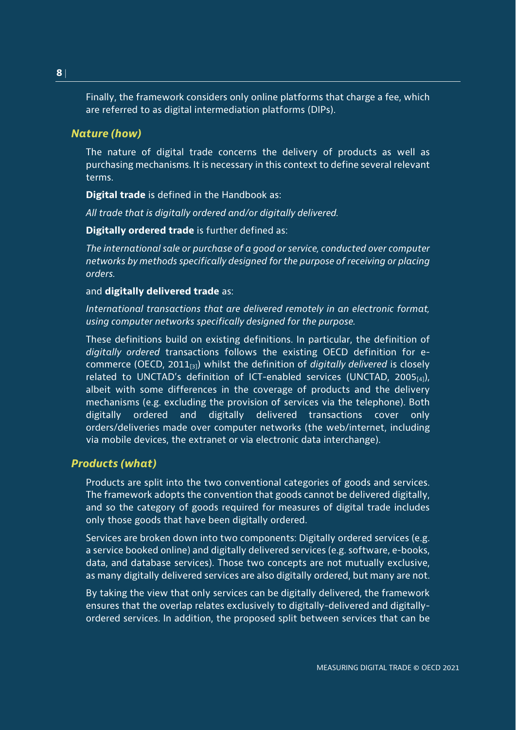Finally, the framework considers only online platforms that charge a fee, which are referred to as digital intermediation platforms (DIPs).

### *Nature (how)*

The nature of digital trade concerns the delivery of products as well as purchasing mechanisms. It is necessary in this context to define several relevant terms.

**Digital trade** is defined in the Handbook as:

*All trade that is digitally ordered and/or digitally delivered.*

**Digitally ordered trade** is further defined as:

*The international sale or purchase of a good or service, conducted over computer networks by methods specifically designed for the purpose of receiving or placing orders.*

and **digitally delivered trade** as:

*International transactions that are delivered remotely in an electronic format, using computer networks specifically designed for the purpose.*

These definitions build on existing definitions. In particular, the definition of *digitally ordered* transactions follows the existing OECD definition for e-commerce (OECD, 2011[3]) whilst the definition of *digitally delivered* is closely related to UNCTAD's definition of ICT-enabled services (UNCTAD, 2005[4]), albeit with some differences in the coverage of products and the delivery mechanisms (e.g. excluding the provision of services via the telephone). Both digitally ordered and digitally delivered transactions cover only orders/deliveries made over computer networks (the web/internet, including via mobile devices, the extranet or via electronic data interchange).

### *Products (what)*

Products are split into the two conventional categories of goods and services. The framework adopts the convention that goods cannot be delivered digitally, and so the category of goods required for measures of digital trade includes only those goods that have been digitally ordered.

Services are broken down into two components: Digitally ordered services (e.g. a service booked online) and digitally delivered services (e.g. software, e-books, data, and database services). Those two concepts are not mutually exclusive, as many digitally delivered services are also digitally ordered, but many are not.

By taking the view that only services can be digitally delivered, the framework ensures that the overlap relates exclusively to digitally-delivered and digitally-ordered services. In addition, the proposed split between services that can be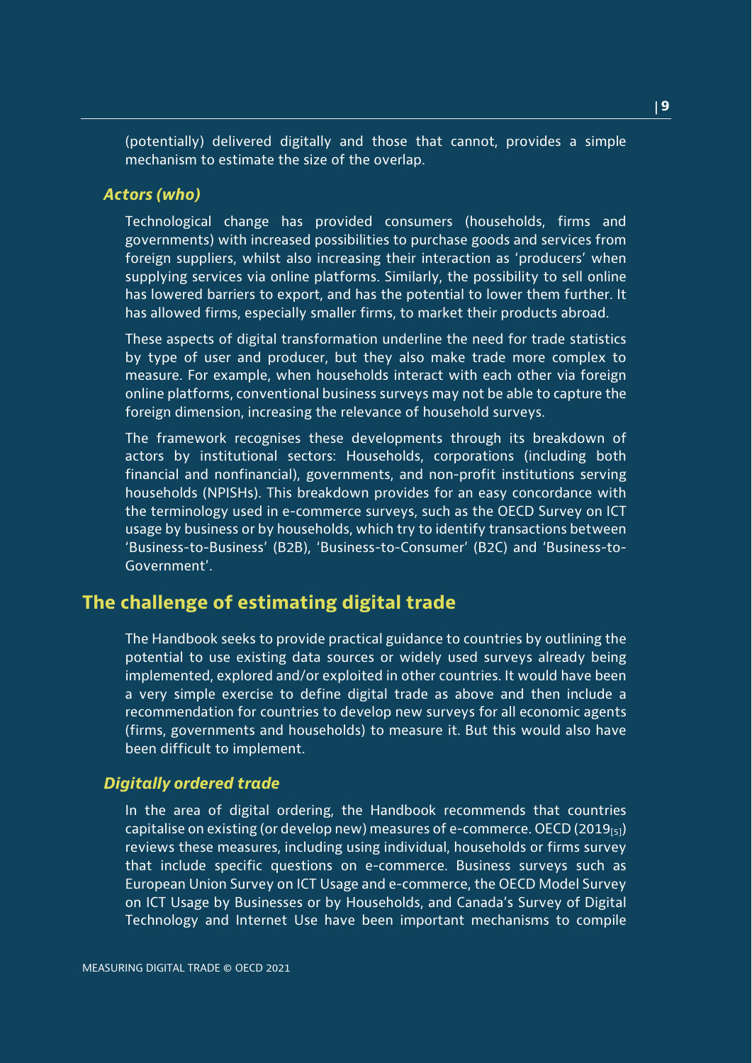(potentially) delivered digitally and those that cannot, provides a simple mechanism to estimate the size of the overlap.

### *Actors (who)*

Technological change has provided consumers (households, firms and governments) with increased possibilities to purchase goods and services from foreign suppliers, whilst also increasing their interaction as 'producers' when supplying services via online platforms. Similarly, the possibility to sell online has lowered barriers to export, and has the potential to lower them further. It has allowed firms, especially smaller firms, to market their products abroad.

These aspects of digital transformation underline the need for trade statistics by type of user and producer, but they also make trade more complex to measure. For example, when households interact with each other via foreign online platforms, conventional business surveys may not be able to capture the foreign dimension, increasing the relevance of household surveys.

The framework recognises these developments through its breakdown of actors by institutional sectors: Households, corporations (including both financial and nonfinancial), governments, and non-profit institutions serving households (NPISHs). This breakdown provides for an easy concordance with the terminology used in e-commerce surveys, such as the OECD Survey on ICT usage by business or by households, which try to identify transactions between 'Business-to-Business' (B2B), 'Business-to-Consumer' (B2C) and 'Business-to-Government'.

## The challenge of estimating digital trade

The Handbook seeks to provide practical guidance to countries by outlining the potential to use existing data sources or widely used surveys already being implemented, explored and/or exploited in other countries. It would have been a very simple exercise to define digital trade as above and then include a recommendation for countries to develop new surveys for all economic agents (firms, governments and households) to measure it. But this would also have been difficult to implement.

### *Digitally ordered trade*

In the area of digital ordering, the Handbook recommends that countries capitalise on existing (or develop new) measures of e-commerce. OECD (2019[5]) reviews these measures, including using individual, households or firms survey that include specific questions on e-commerce. Business surveys such as European Union Survey on ICT Usage and e-commerce, the OECD Model Survey on ICT Usage by Businesses or by Households, and Canada's Survey of Digital Technology and Internet Use have been important mechanisms to compile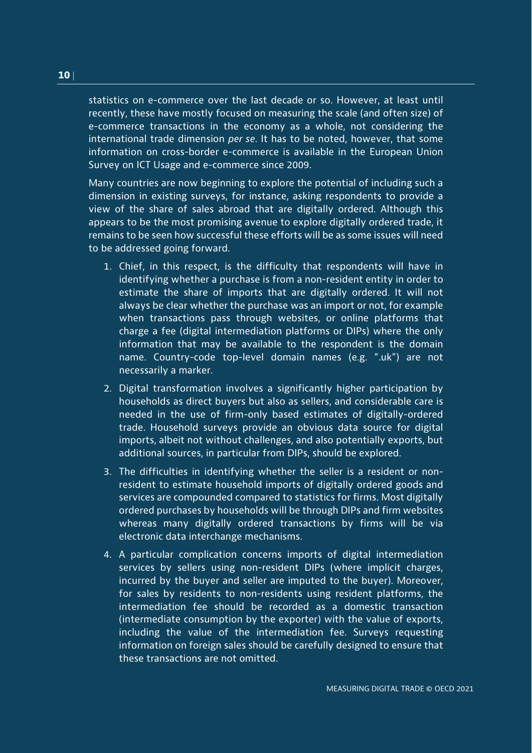statistics on e-commerce over the last decade or so. However, at least until recently, these have mostly focused on measuring the scale (and often size) of e-commerce transactions in the economy as a whole, not considering the international trade dimension *per se*. It has to be noted, however, that some information on cross-border e-commerce is available in the European Union Survey on ICT Usage and e-commerce since 2009.

Many countries are now beginning to explore the potential of including such a dimension in existing surveys, for instance, asking respondents to provide a view of the share of sales abroad that are digitally ordered. Although this appears to be the most promising avenue to explore digitally ordered trade, it remains to be seen how successful these efforts will be as some issues will need to be addressed going forward.

1. Chief, in this respect, is the difficulty that respondents will have in identifying whether a purchase is from a non-resident entity in order to estimate the share of imports that are digitally ordered. It will not always be clear whether the purchase was an import or not, for example when transactions pass through websites, or online platforms that charge a fee (digital intermediation platforms or DIPs) where the only information that may be available to the respondent is the domain name. Country-code top-level domain names (e.g. ".uk") are not necessarily a marker.
2. Digital transformation involves a significantly higher participation by households as direct buyers but also as sellers, and considerable care is needed in the use of firm-only based estimates of digitally-ordered trade. Household surveys provide an obvious data source for digital imports, albeit not without challenges, and also potentially exports, but additional sources, in particular from DIPs, should be explored.
3. The difficulties in identifying whether the seller is a resident or non-resident to estimate household imports of digitally ordered goods and services are compounded compared to statistics for firms. Most digitally ordered purchases by households will be through DIPs and firm websites whereas many digitally ordered transactions by firms will be via electronic data interchange mechanisms.
4. A particular complication concerns imports of digital intermediation services by sellers using non-resident DIPs (where implicit charges, incurred by the buyer and seller are imputed to the buyer). Moreover, for sales by residents to non-residents using resident platforms, the intermediation fee should be recorded as a domestic transaction (intermediate consumption by the exporter) with the value of exports, including the value of the intermediation fee. Surveys requesting information on foreign sales should be carefully designed to ensure that these transactions are not omitted.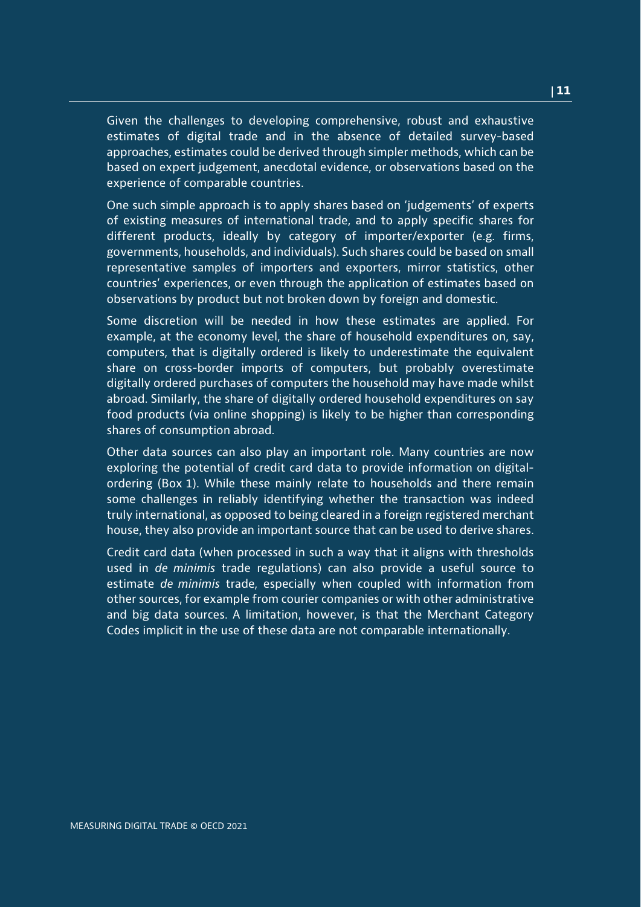Given the challenges to developing comprehensive, robust and exhaustive estimates of digital trade and in the absence of detailed survey-based approaches, estimates could be derived through simpler methods, which can be based on expert judgement, anecdotal evidence, or observations based on the experience of comparable countries.

One such simple approach is to apply shares based on 'judgements' of experts of existing measures of international trade, and to apply specific shares for different products, ideally by category of importer/exporter (e.g. firms, governments, households, and individuals). Such shares could be based on small representative samples of importers and exporters, mirror statistics, other countries' experiences, or even through the application of estimates based on observations by product but not broken down by foreign and domestic.

Some discretion will be needed in how these estimates are applied. For example, at the economy level, the share of household expenditures on, say, computers, that is digitally ordered is likely to underestimate the equivalent share on cross-border imports of computers, but probably overestimate digitally ordered purchases of computers the household may have made whilst abroad. Similarly, the share of digitally ordered household expenditures on say food products (via online shopping) is likely to be higher than corresponding shares of consumption abroad.

Other data sources can also play an important role. Many countries are now exploring the potential of credit card data to provide information on digital-ordering (Box 1). While these mainly relate to households and there remain some challenges in reliably identifying whether the transaction was indeed truly international, as opposed to being cleared in a foreign registered merchant house, they also provide an important source that can be used to derive shares.

Credit card data (when processed in such a way that it aligns with thresholds used in *de minimis* trade regulations) can also provide a useful source to estimate *de minimis* trade, especially when coupled with information from other sources, for example from courier companies or with other administrative and big data sources. A limitation, however, is that the Merchant Category Codes implicit in the use of these data are not comparable internationally.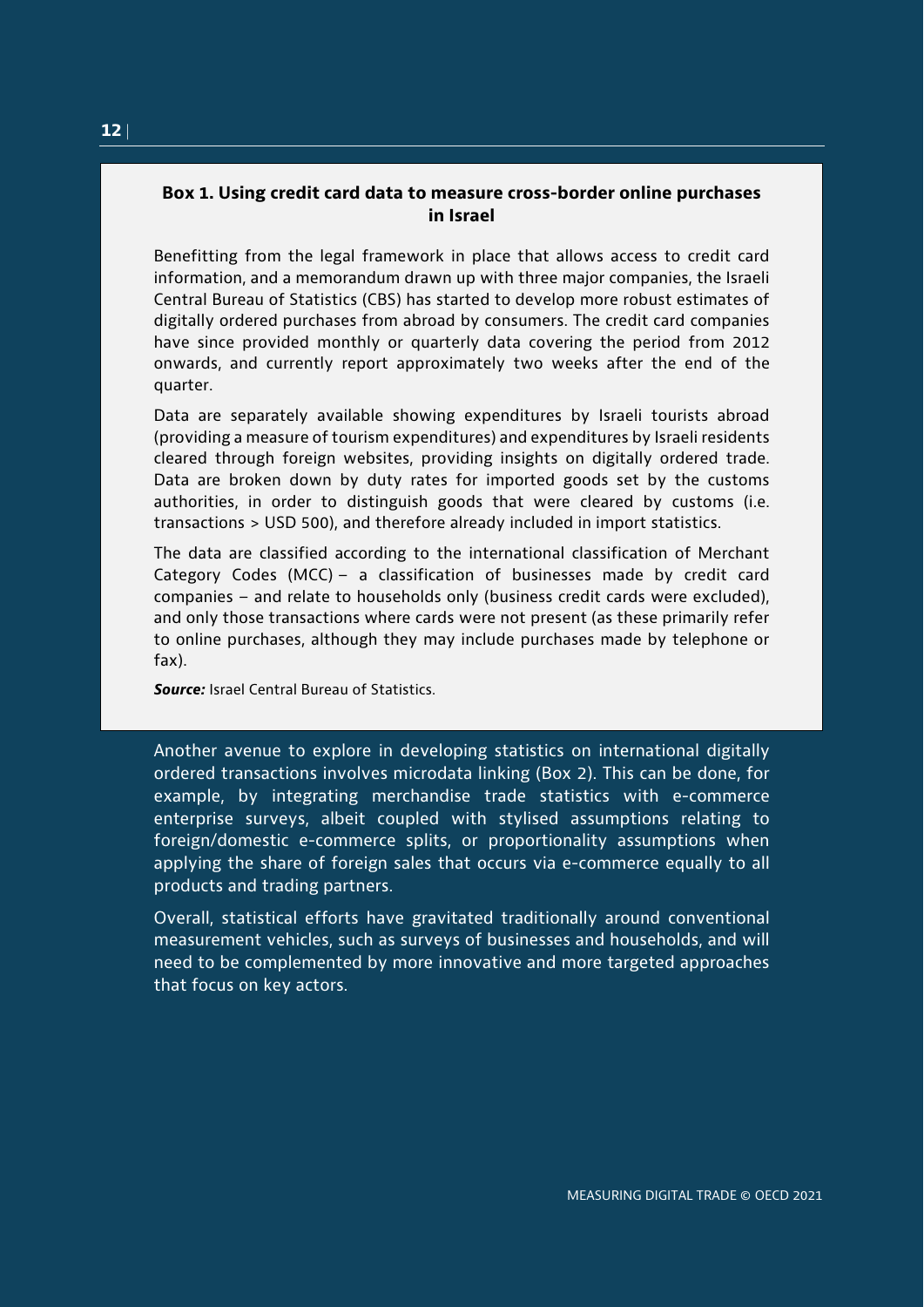### Box 1. Using credit card data to measure cross-border online purchases in Israel

Benefitting from the legal framework in place that allows access to credit card information, and a memorandum drawn up with three major companies, the Israeli Central Bureau of Statistics (CBS) has started to develop more robust estimates of digitally ordered purchases from abroad by consumers. The credit card companies have since provided monthly or quarterly data covering the period from 2012 onwards, and currently report approximately two weeks after the end of the quarter.

Data are separately available showing expenditures by Israeli tourists abroad (providing a measure of tourism expenditures) and expenditures by Israeli residents cleared through foreign websites, providing insights on digitally ordered trade. Data are broken down by duty rates for imported goods set by the customs authorities, in order to distinguish goods that were cleared by customs (i.e. transactions > USD 500), and therefore already included in import statistics.

The data are classified according to the international classification of Merchant Category Codes (MCC) – a classification of businesses made by credit card companies – and relate to households only (business credit cards were excluded), and only those transactions where cards were not present (as these primarily refer to online purchases, although they may include purchases made by telephone or fax).

***Source:*** Israel Central Bureau of Statistics.

Another avenue to explore in developing statistics on international digitally ordered transactions involves microdata linking (Box 2). This can be done, for example, by integrating merchandise trade statistics with e-commerce enterprise surveys, albeit coupled with stylised assumptions relating to foreign/domestic e-commerce splits, or proportionality assumptions when applying the share of foreign sales that occurs via e-commerce equally to all products and trading partners.

Overall, statistical efforts have gravitated traditionally around conventional measurement vehicles, such as surveys of businesses and households, and will need to be complemented by more innovative and more targeted approaches that focus on key actors.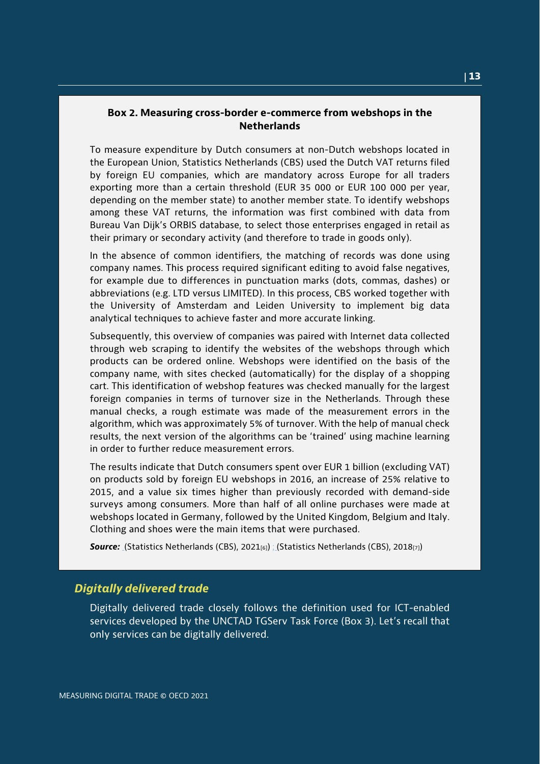### Box 2. Measuring cross-border e-commerce from webshops in the Netherlands

To measure expenditure by Dutch consumers at non-Dutch webshops located in the European Union, Statistics Netherlands (CBS) used the Dutch VAT returns filed by foreign EU companies, which are mandatory across Europe for all traders exporting more than a certain threshold (EUR 35 000 or EUR 100 000 per year, depending on the member state) to another member state. To identify webshops among these VAT returns, the information was first combined with data from Bureau Van Dijk's ORBIS database, to select those enterprises engaged in retail as their primary or secondary activity (and therefore to trade in goods only).

In the absence of common identifiers, the matching of records was done using company names. This process required significant editing to avoid false negatives, for example due to differences in punctuation marks (dots, commas, dashes) or abbreviations (e.g. LTD versus LIMITED). In this process, CBS worked together with the University of Amsterdam and Leiden University to implement big data analytical techniques to achieve faster and more accurate linking.

Subsequently, this overview of companies was paired with Internet data collected through web scraping to identify the websites of the webshops through which products can be ordered online. Webshops were identified on the basis of the company name, with sites checked (automatically) for the display of a shopping cart. This identification of webshop features was checked manually for the largest foreign companies in terms of turnover size in the Netherlands. Through these manual checks, a rough estimate was made of the measurement errors in the algorithm, which was approximately 5% of turnover. With the help of manual check results, the next version of the algorithms can be 'trained' using machine learning in order to further reduce measurement errors.

The results indicate that Dutch consumers spent over EUR 1 billion (excluding VAT) on products sold by foreign EU webshops in 2016, an increase of 25% relative to 2015, and a value six times higher than previously recorded with demand-side surveys among consumers. More than half of all online purchases were made at webshops located in Germany, followed by the United Kingdom, Belgium and Italy. Clothing and shoes were the main items that were purchased.

***Source:*** (Statistics Netherlands (CBS), 2021[6]) ; (Statistics Netherlands (CBS), 2018[7])

## *Digitally delivered trade*

Digitally delivered trade closely follows the definition used for ICT-enabled services developed by the UNCTAD TGServ Task Force (Box 3). Let's recall that only services can be digitally delivered.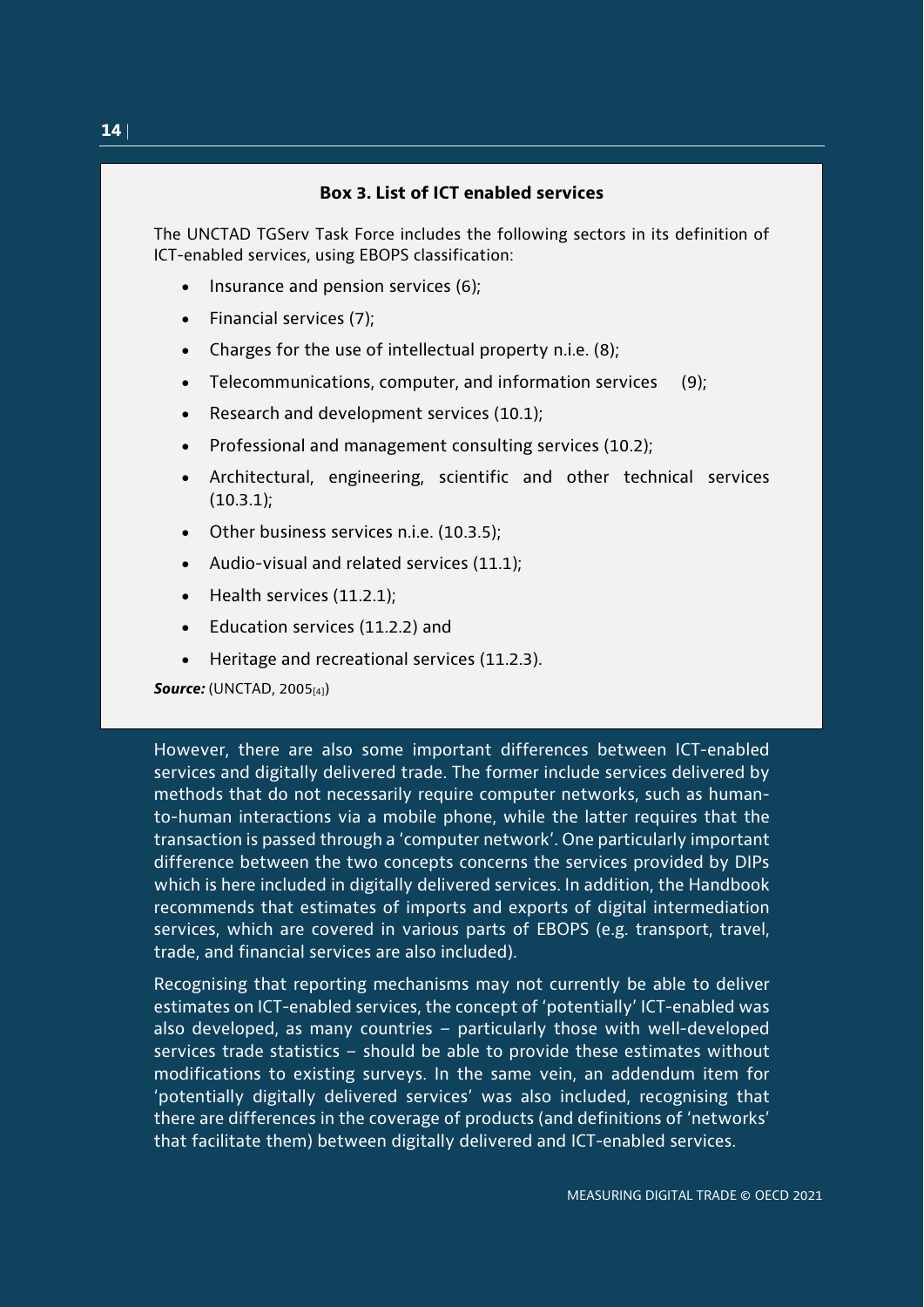### Box 3. List of ICT enabled services

The UNCTAD TGServ Task Force includes the following sectors in its definition of ICT-enabled services, using EBOPS classification:

- Insurance and pension services (6);
- Financial services (7);
- Charges for the use of intellectual property n.i.e. (8);
- Telecommunications, computer, and information services (9);
- Research and development services (10.1);
- Professional and management consulting services (10.2);
- Architectural, engineering, scientific and other technical services (10.3.1);
- Other business services n.i.e. (10.3.5);
- Audio-visual and related services (11.1);
- Health services (11.2.1);
- Education services (11.2.2) and
- Heritage and recreational services (11.2.3).

***Source:*** (UNCTAD, 2005[4])

However, there are also some important differences between ICT-enabled services and digitally delivered trade. The former include services delivered by methods that do not necessarily require computer networks, such as human-to-human interactions via a mobile phone, while the latter requires that the transaction is passed through a 'computer network'. One particularly important difference between the two concepts concerns the services provided by DIPs which is here included in digitally delivered services. In addition, the Handbook recommends that estimates of imports and exports of digital intermediation services, which are covered in various parts of EBOPS (e.g. transport, travel, trade, and financial services are also included).

Recognising that reporting mechanisms may not currently be able to deliver estimates on ICT-enabled services, the concept of 'potentially' ICT-enabled was also developed, as many countries – particularly those with well-developed services trade statistics – should be able to provide these estimates without modifications to existing surveys. In the same vein, an addendum item for 'potentially digitally delivered services' was also included, recognising that there are differences in the coverage of products (and definitions of 'networks' that facilitate them) between digitally delivered and ICT-enabled services.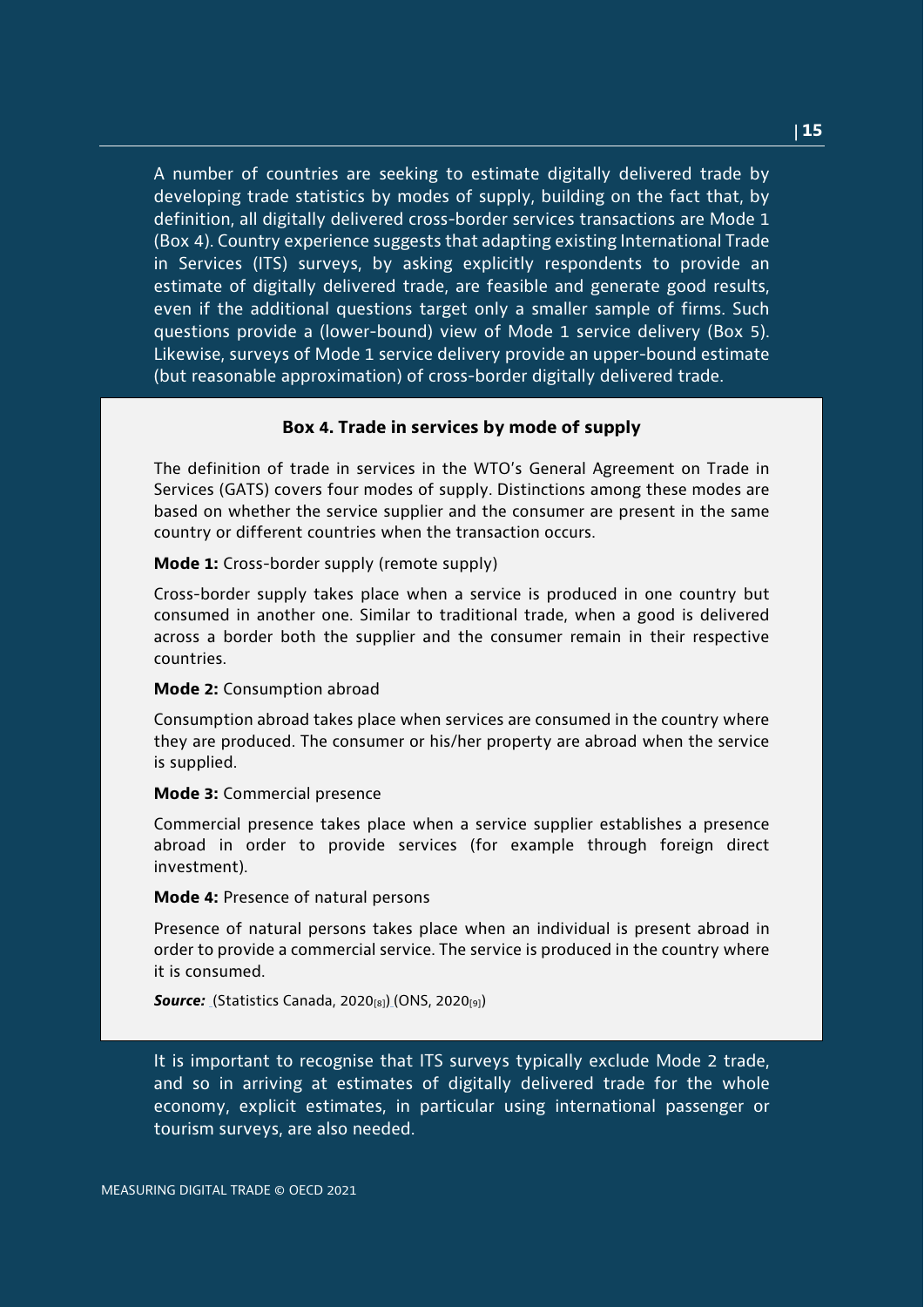A number of countries are seeking to estimate digitally delivered trade by developing trade statistics by modes of supply, building on the fact that, by definition, all digitally delivered cross-border services transactions are Mode 1 (Box 4). Country experience suggests that adapting existing International Trade in Services (ITS) surveys, by asking explicitly respondents to provide an estimate of digitally delivered trade, are feasible and generate good results, even if the additional questions target only a smaller sample of firms. Such questions provide a (lower-bound) view of Mode 1 service delivery (Box 5). Likewise, surveys of Mode 1 service delivery provide an upper-bound estimate (but reasonable approximation) of cross-border digitally delivered trade.

### Box 4. Trade in services by mode of supply

The definition of trade in services in the WTO's General Agreement on Trade in Services (GATS) covers four modes of supply. Distinctions among these modes are based on whether the service supplier and the consumer are present in the same country or different countries when the transaction occurs.

**Mode 1:** Cross-border supply (remote supply)

Cross-border supply takes place when a service is produced in one country but consumed in another one. Similar to traditional trade, when a good is delivered across a border both the supplier and the consumer remain in their respective countries.

**Mode 2:** Consumption abroad

Consumption abroad takes place when services are consumed in the country where they are produced. The consumer or his/her property are abroad when the service is supplied.

**Mode 3:** Commercial presence

Commercial presence takes place when a service supplier establishes a presence abroad in order to provide services (for example through foreign direct investment).

**Mode 4:** Presence of natural persons

Presence of natural persons takes place when an individual is present abroad in order to provide a commercial service. The service is produced in the country where it is consumed.

***Source:*** (Statistics Canada, 2020[8]) (ONS, 2020[9])

It is important to recognise that ITS surveys typically exclude Mode 2 trade, and so in arriving at estimates of digitally delivered trade for the whole economy, explicit estimates, in particular using international passenger or tourism surveys, are also needed.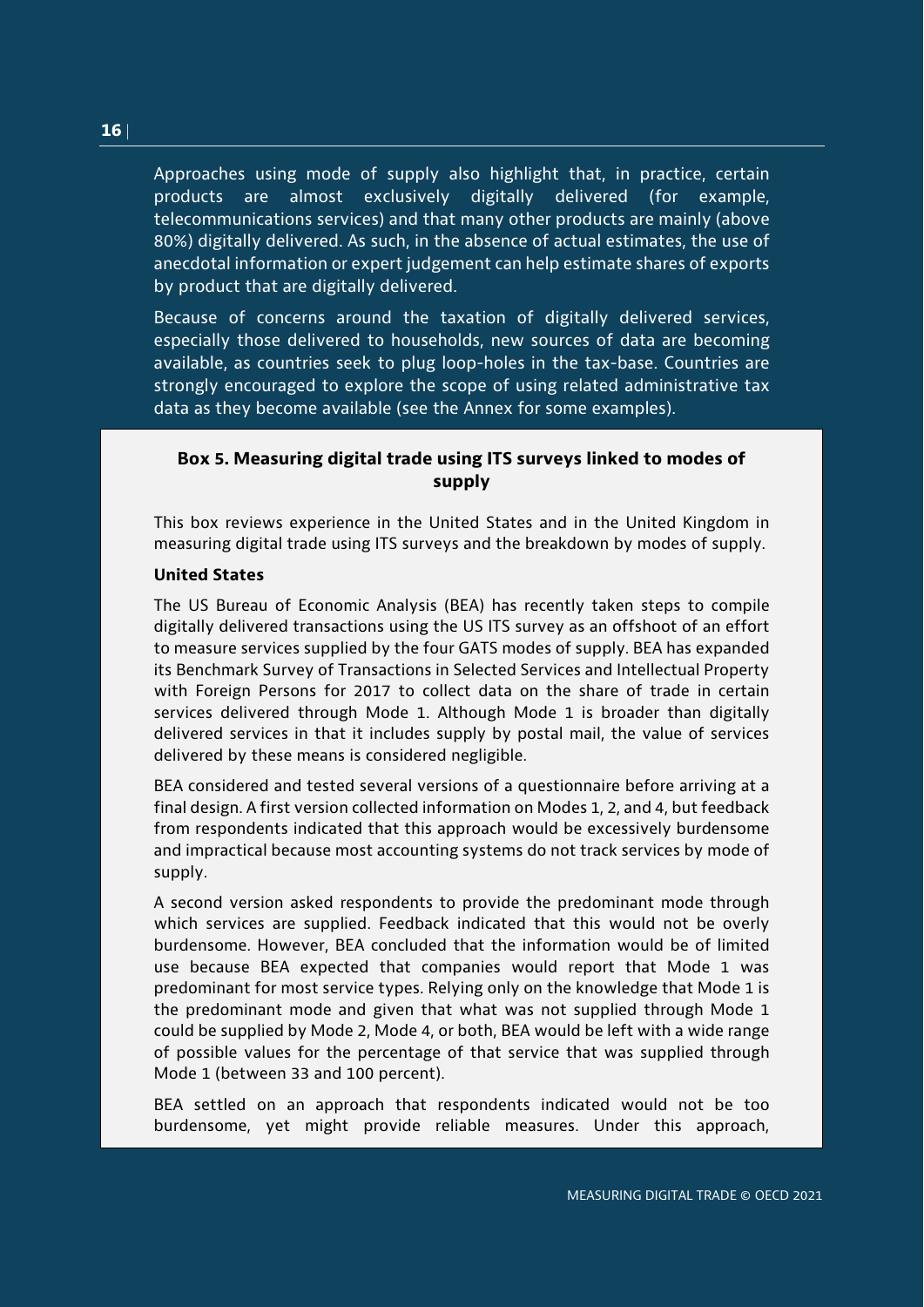Approaches using mode of supply also highlight that, in practice, certain products are almost exclusively digitally delivered (for example, telecommunications services) and that many other products are mainly (above 80%) digitally delivered. As such, in the absence of actual estimates, the use of anecdotal information or expert judgement can help estimate shares of exports by product that are digitally delivered.

Because of concerns around the taxation of digitally delivered services, especially those delivered to households, new sources of data are becoming available, as countries seek to plug loop-holes in the tax-base. Countries are strongly encouraged to explore the scope of using related administrative tax data as they become available (see the Annex for some examples).

### Box 5. Measuring digital trade using ITS surveys linked to modes of supply

This box reviews experience in the United States and in the United Kingdom in measuring digital trade using ITS surveys and the breakdown by modes of supply.

**United States**

The US Bureau of Economic Analysis (BEA) has recently taken steps to compile digitally delivered transactions using the US ITS survey as an offshoot of an effort to measure services supplied by the four GATS modes of supply. BEA has expanded its Benchmark Survey of Transactions in Selected Services and Intellectual Property with Foreign Persons for 2017 to collect data on the share of trade in certain services delivered through Mode 1. Although Mode 1 is broader than digitally delivered services in that it includes supply by postal mail, the value of services delivered by these means is considered negligible.

BEA considered and tested several versions of a questionnaire before arriving at a final design. A first version collected information on Modes 1, 2, and 4, but feedback from respondents indicated that this approach would be excessively burdensome and impractical because most accounting systems do not track services by mode of supply.

A second version asked respondents to provide the predominant mode through which services are supplied. Feedback indicated that this would not be overly burdensome. However, BEA concluded that the information would be of limited use because BEA expected that companies would report that Mode 1 was predominant for most service types. Relying only on the knowledge that Mode 1 is the predominant mode and given that what was not supplied through Mode 1 could be supplied by Mode 2, Mode 4, or both, BEA would be left with a wide range of possible values for the percentage of that service that was supplied through Mode 1 (between 33 and 100 percent).

BEA settled on an approach that respondents indicated would not be too burdensome, yet might provide reliable measures. Under this approach,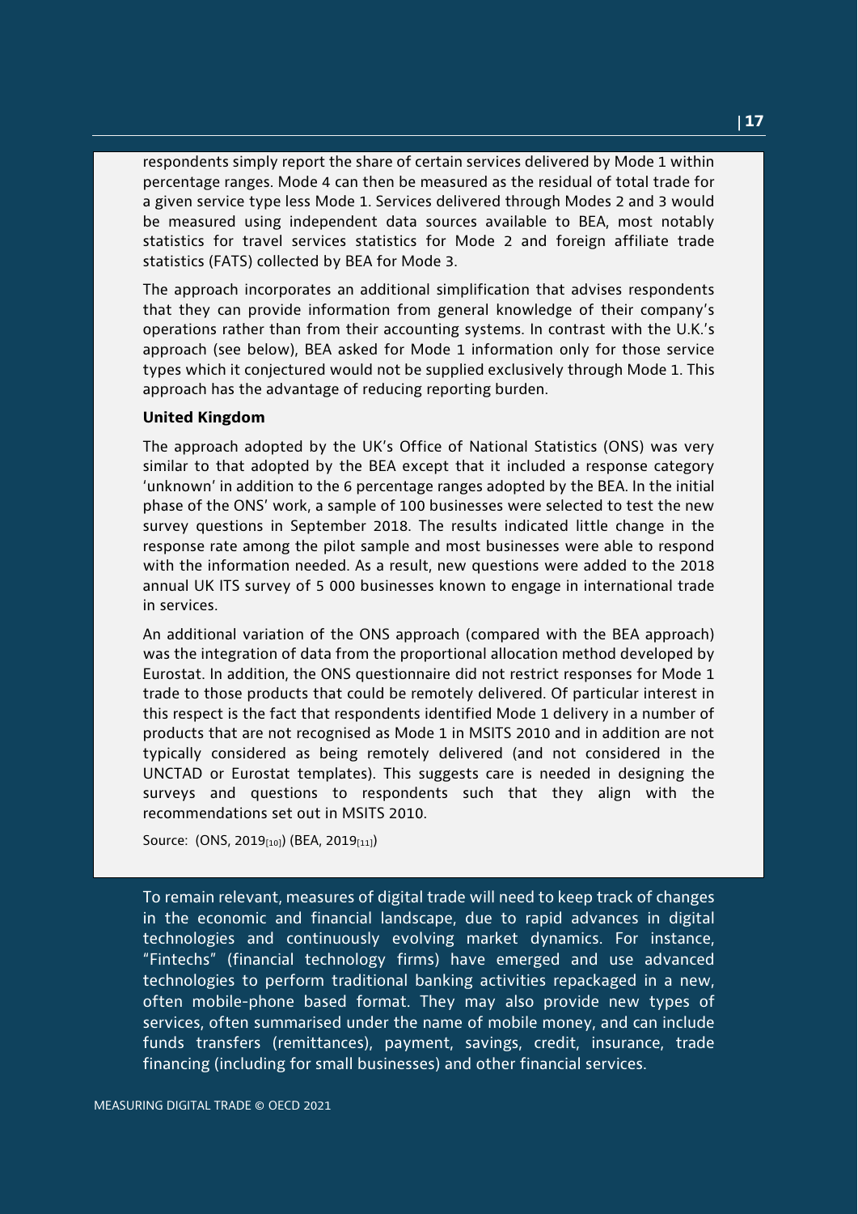respondents simply report the share of certain services delivered by Mode 1 within percentage ranges. Mode 4 can then be measured as the residual of total trade for a given service type less Mode 1. Services delivered through Modes 2 and 3 would be measured using independent data sources available to BEA, most notably statistics for travel services statistics for Mode 2 and foreign affiliate trade statistics (FATS) collected by BEA for Mode 3.

The approach incorporates an additional simplification that advises respondents that they can provide information from general knowledge of their company's operations rather than from their accounting systems. In contrast with the U.K.'s approach (see below), BEA asked for Mode 1 information only for those service types which it conjectured would not be supplied exclusively through Mode 1. This approach has the advantage of reducing reporting burden.

**United Kingdom**

The approach adopted by the UK's Office of National Statistics (ONS) was very similar to that adopted by the BEA except that it included a response category 'unknown' in addition to the 6 percentage ranges adopted by the BEA. In the initial phase of the ONS' work, a sample of 100 businesses were selected to test the new survey questions in September 2018. The results indicated little change in the response rate among the pilot sample and most businesses were able to respond with the information needed. As a result, new questions were added to the 2018 annual UK ITS survey of 5 000 businesses known to engage in international trade in services.

An additional variation of the ONS approach (compared with the BEA approach) was the integration of data from the proportional allocation method developed by Eurostat. In addition, the ONS questionnaire did not restrict responses for Mode 1 trade to those products that could be remotely delivered. Of particular interest in this respect is the fact that respondents identified Mode 1 delivery in a number of products that are not recognised as Mode 1 in MSITS 2010 and in addition are not typically considered as being remotely delivered (and not considered in the UNCTAD or Eurostat templates). This suggests care is needed in designing the surveys and questions to respondents such that they align with the recommendations set out in MSITS 2010.

Source: (ONS, 2019[10]) (BEA, 2019[11])

To remain relevant, measures of digital trade will need to keep track of changes in the economic and financial landscape, due to rapid advances in digital technologies and continuously evolving market dynamics. For instance, "Fintechs" (financial technology firms) have emerged and use advanced technologies to perform traditional banking activities repackaged in a new, often mobile-phone based format. They may also provide new types of services, often summarised under the name of mobile money, and can include funds transfers (remittances), payment, savings, credit, insurance, trade financing (including for small businesses) and other financial services.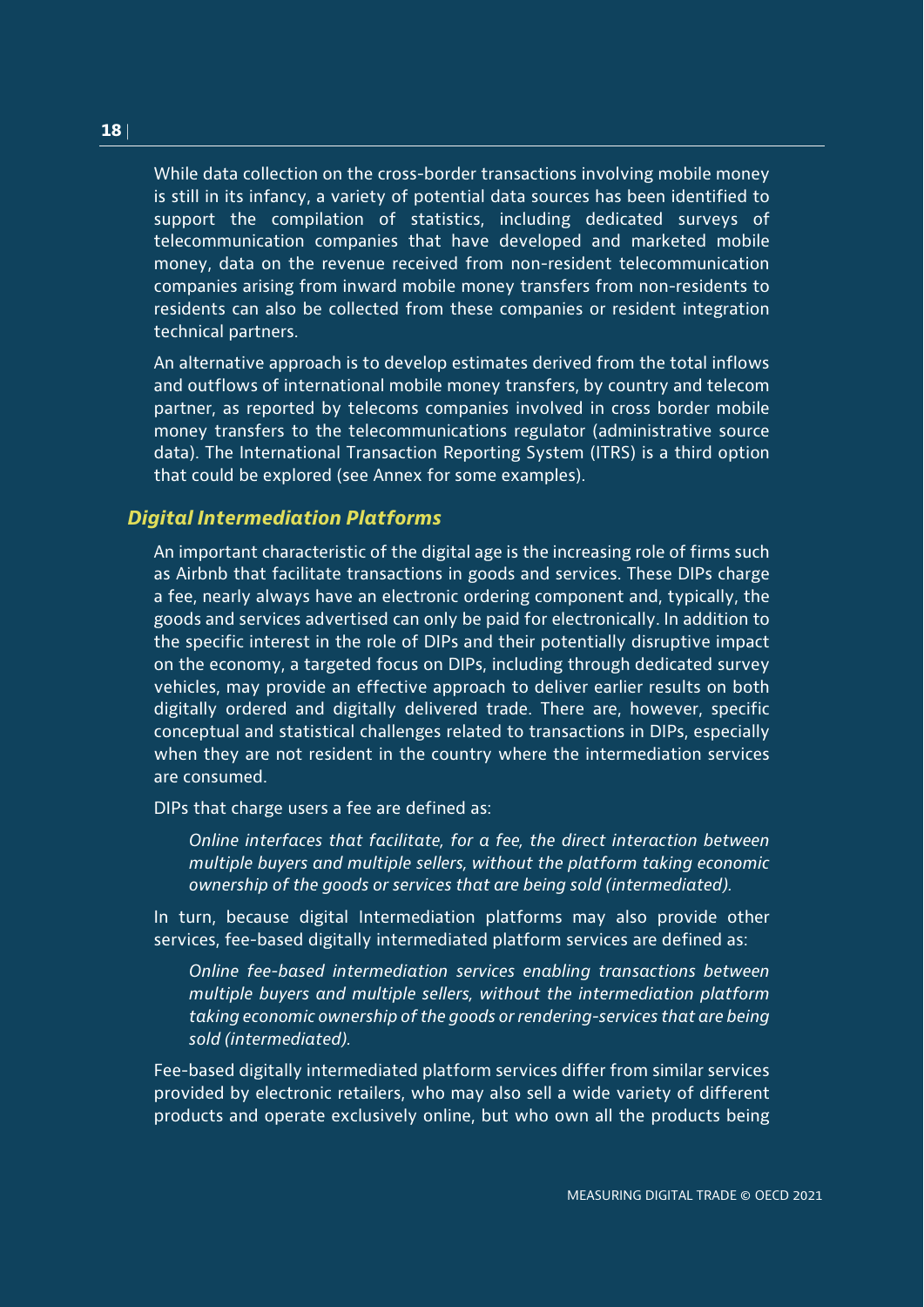While data collection on the cross-border transactions involving mobile money is still in its infancy, a variety of potential data sources has been identified to support the compilation of statistics, including dedicated surveys of telecommunication companies that have developed and marketed mobile money, data on the revenue received from non-resident telecommunication companies arising from inward mobile money transfers from non-residents to residents can also be collected from these companies or resident integration technical partners.

An alternative approach is to develop estimates derived from the total inflows and outflows of international mobile money transfers, by country and telecom partner, as reported by telecoms companies involved in cross border mobile money transfers to the telecommunications regulator (administrative source data). The International Transaction Reporting System (ITRS) is a third option that could be explored (see Annex for some examples).

### *Digital Intermediation Platforms*

An important characteristic of the digital age is the increasing role of firms such as Airbnb that facilitate transactions in goods and services. These DIPs charge a fee, nearly always have an electronic ordering component and, typically, the goods and services advertised can only be paid for electronically. In addition to the specific interest in the role of DIPs and their potentially disruptive impact on the economy, a targeted focus on DIPs, including through dedicated survey vehicles, may provide an effective approach to deliver earlier results on both digitally ordered and digitally delivered trade. There are, however, specific conceptual and statistical challenges related to transactions in DIPs, especially when they are not resident in the country where the intermediation services are consumed.

DIPs that charge users a fee are defined as:

> *Online interfaces that facilitate, for a fee, the direct interaction between multiple buyers and multiple sellers, without the platform taking economic ownership of the goods or services that are being sold (intermediated).*

In turn, because digital Intermediation platforms may also provide other services, fee-based digitally intermediated platform services are defined as:

> *Online fee-based intermediation services enabling transactions between multiple buyers and multiple sellers, without the intermediation platform taking economic ownership of the goods or rendering-services that are being sold (intermediated).*

Fee-based digitally intermediated platform services differ from similar services provided by electronic retailers, who may also sell a wide variety of different products and operate exclusively online, but who own all the products being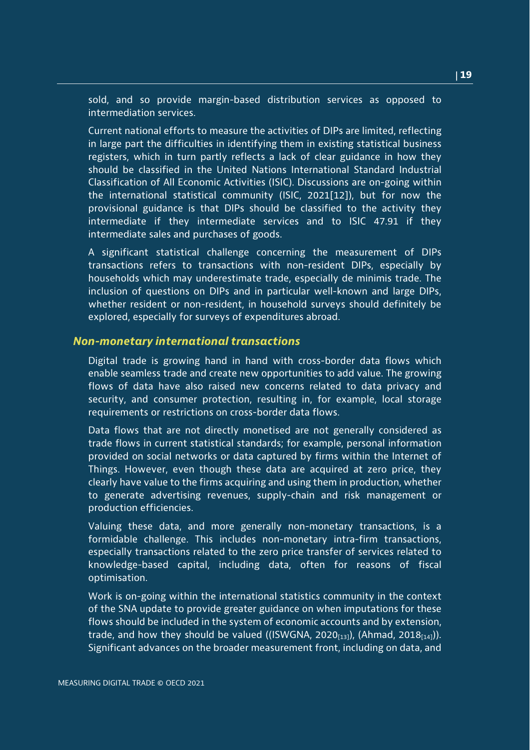sold, and so provide margin-based distribution services as opposed to intermediation services.

Current national efforts to measure the activities of DIPs are limited, reflecting in large part the difficulties in identifying them in existing statistical business registers, which in turn partly reflects a lack of clear guidance in how they should be classified in the United Nations International Standard Industrial Classification of All Economic Activities (ISIC). Discussions are on-going within the international statistical community (ISIC, 2021[12]), but for now the provisional guidance is that DIPs should be classified to the activity they intermediate if they intermediate services and to ISIC 47.91 if they intermediate sales and purchases of goods.

A significant statistical challenge concerning the measurement of DIPs transactions refers to transactions with non-resident DIPs, especially by households which may underestimate trade, especially de minimis trade. The inclusion of questions on DIPs and in particular well-known and large DIPs, whether resident or non-resident, in household surveys should definitely be explored, especially for surveys of expenditures abroad.

### *Non-monetary international transactions*

Digital trade is growing hand in hand with cross-border data flows which enable seamless trade and create new opportunities to add value. The growing flows of data have also raised new concerns related to data privacy and security, and consumer protection, resulting in, for example, local storage requirements or restrictions on cross-border data flows.

Data flows that are not directly monetised are not generally considered as trade flows in current statistical standards; for example, personal information provided on social networks or data captured by firms within the Internet of Things. However, even though these data are acquired at zero price, they clearly have value to the firms acquiring and using them in production, whether to generate advertising revenues, supply-chain and risk management or production efficiencies.

Valuing these data, and more generally non-monetary transactions, is a formidable challenge. This includes non-monetary intra-firm transactions, especially transactions related to the zero price transfer of services related to knowledge-based capital, including data, often for reasons of fiscal optimisation.

Work is on-going within the international statistics community in the context of the SNA update to provide greater guidance on when imputations for these flows should be included in the system of economic accounts and by extension, trade, and how they should be valued ((ISWGNA, 2020[13]), (Ahmad, 2018[14])). Significant advances on the broader measurement front, including on data, and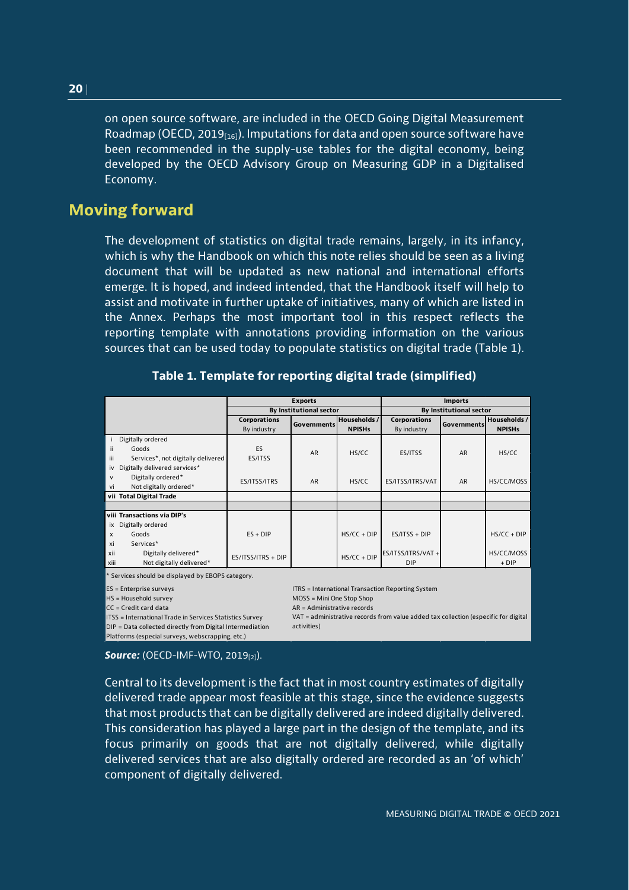on open source software, are included in the OECD Going Digital Measurement Roadmap (OECD, 2019[16]). Imputations for data and open source software have been recommended in the supply-use tables for the digital economy, being developed by the OECD Advisory Group on Measuring GDP in a Digitalised Economy.

## Moving forward

The development of statistics on digital trade remains, largely, in its infancy, which is why the Handbook on which this note relies should be seen as a living document that will be updated as new national and international efforts emerge. It is hoped, and indeed intended, that the Handbook itself will help to assist and motivate in further uptake of initiatives, many of which are listed in the Annex. Perhaps the most important tool in this respect reflects the reporting template with annotations providing information on the various sources that can be used today to populate statistics on digital trade (Table 1).

**Table 1. Template for reporting digital trade (simplified)**

| | | Exports | | | Imports | | |
|---|---|---|---|---|---|---|---|
| | | By Institutional sector | | | By Institutional sector | | |
| | | Corporations By industry | Governments | Households / NPISHs | Corporations By industry | Governments | Households / NPISHs |
| i | Digitally ordered | | | | | | |
| ii | Goods | ES | AR | HS/CC | ES/ITSS | AR | HS/CC |
| iii | Services*, not digitally delivered | ES/ITSS | | | | | |
| iv | Digitally delivered services* | | | | | | |
| v | Digitally ordered* | ES/ITSS/ITRS | AR | HS/CC | ES/ITSS/ITRS/VAT | AR | HS/CC/MOSS |
| vi | Not digitally ordered* | | | | | | |
| vii | **Total Digital Trade** | | | | | | |
| | | | | | | | |
| viii | **Transactions via DIP's** | | | | | | |
| ix | Digitally ordered | | | | | | |
| x | Goods | ES + DIP | | HS/CC + DIP | ES/ITSS + DIP | | HS/CC + DIP |
| xi | Services* | | | | | | |
| xii | Digitally delivered* | ES/ITSS/ITRS + DIP | | HS/CC + DIP | ES/ITSS/ITRS/VAT + DIP | | HS/CC/MOSS + DIP |
| xiii | Not digitally delivered* | | | | | | |

\* Services should be displayed by EBOPS category.

ES = Enterprise surveys
HS = Household survey
CC = Credit card data
ITSS = International Trade in Services Statistics Survey
DIP = Data collected directly from Digital Intermediation Platforms (especial surveys, webscrapping, etc.)
ITRS = International Transaction Reporting System
MOSS = Mini One Stop Shop
AR = Administrative records
VAT = administrative records from value added tax collection (especific for digital activities)

***Source:*** (OECD-IMF-WTO, 2019[2]).

Central to its development is the fact that in most country estimates of digitally delivered trade appear most feasible at this stage, since the evidence suggests that most products that can be digitally delivered are indeed digitally delivered. This consideration has played a large part in the design of the template, and its focus primarily on goods that are not digitally delivered, while digitally delivered services that are also digitally ordered are recorded as an 'of which' component of digitally delivered.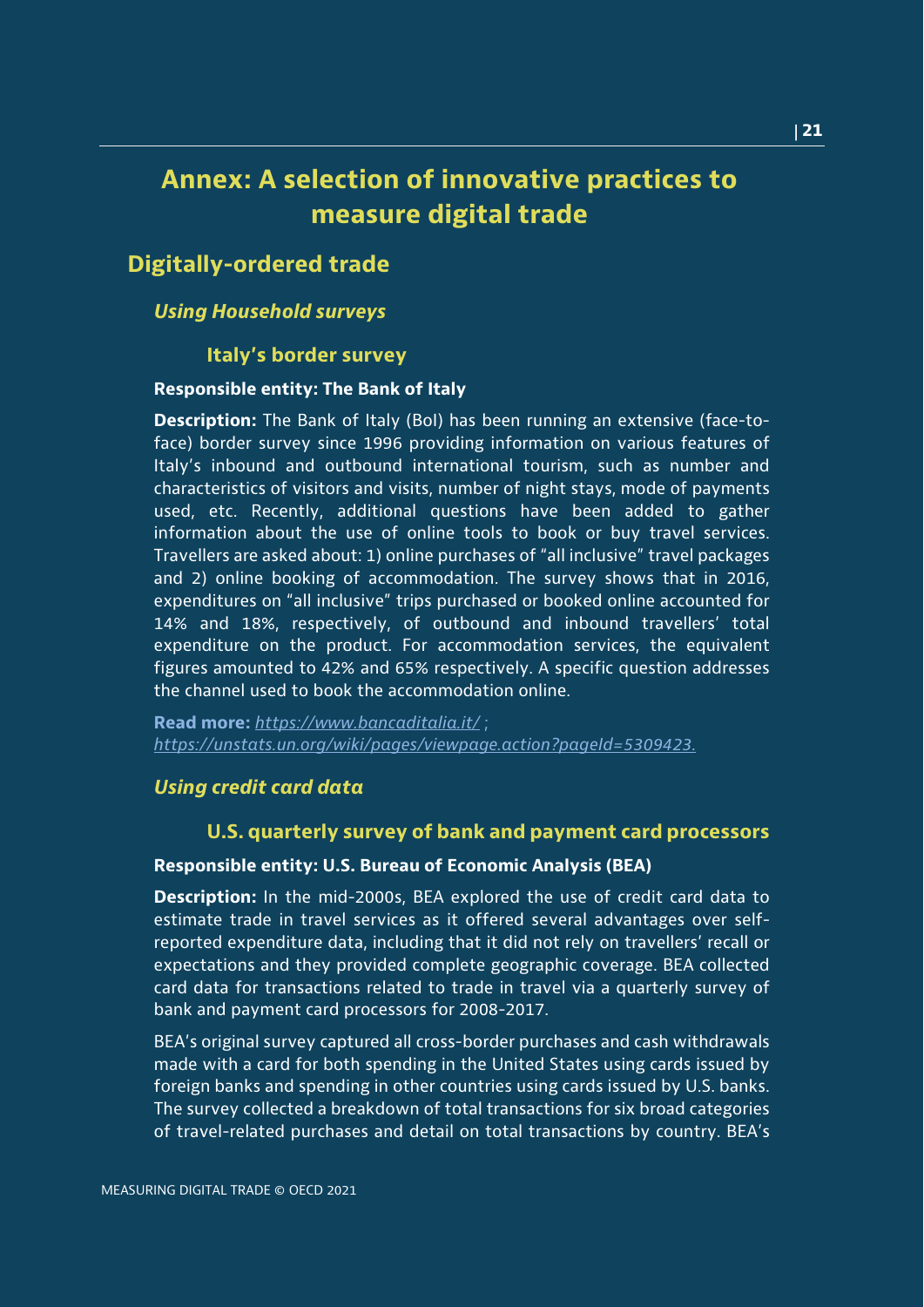# Annex: A selection of innovative practices to measure digital trade

## Digitally-ordered trade

### *Using Household surveys*

#### Italy's border survey

**Responsible entity: The Bank of Italy**

**Description:** The Bank of Italy (BoI) has been running an extensive (face-to-face) border survey since 1996 providing information on various features of Italy's inbound and outbound international tourism, such as number and characteristics of visitors and visits, number of night stays, mode of payments used, etc. Recently, additional questions have been added to gather information about the use of online tools to book or buy travel services. Travellers are asked about: 1) online purchases of "all inclusive" travel packages and 2) online booking of accommodation. The survey shows that in 2016, expenditures on "all inclusive" trips purchased or booked online accounted for 14% and 18%, respectively, of outbound and inbound travellers' total expenditure on the product. For accommodation services, the equivalent figures amounted to 42% and 65% respectively. A specific question addresses the channel used to book the accommodation online.

**Read more:** *https://www.bancaditalia.it/* ; *https://unstats.un.org/wiki/pages/viewpage.action?pageId=5309423.*

### *Using credit card data*

#### U.S. quarterly survey of bank and payment card processors

**Responsible entity: U.S. Bureau of Economic Analysis (BEA)**

**Description:** In the mid-2000s, BEA explored the use of credit card data to estimate trade in travel services as it offered several advantages over self-reported expenditure data, including that it did not rely on travellers' recall or expectations and they provided complete geographic coverage. BEA collected card data for transactions related to trade in travel via a quarterly survey of bank and payment card processors for 2008-2017.

BEA's original survey captured all cross-border purchases and cash withdrawals made with a card for both spending in the United States using cards issued by foreign banks and spending in other countries using cards issued by U.S. banks. The survey collected a breakdown of total transactions for six broad categories of travel-related purchases and detail on total transactions by country. BEA's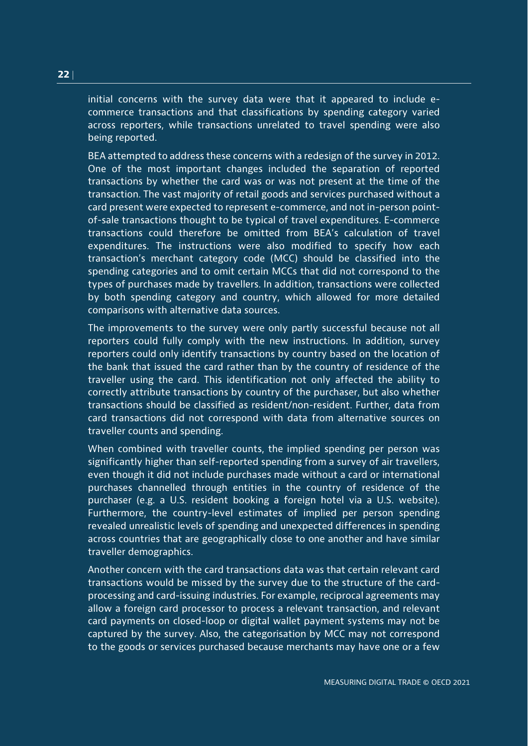initial concerns with the survey data were that it appeared to include e-commerce transactions and that classifications by spending category varied across reporters, while transactions unrelated to travel spending were also being reported.

BEA attempted to address these concerns with a redesign of the survey in 2012. One of the most important changes included the separation of reported transactions by whether the card was or was not present at the time of the transaction. The vast majority of retail goods and services purchased without a card present were expected to represent e-commerce, and not in-person point-of-sale transactions thought to be typical of travel expenditures. E-commerce transactions could therefore be omitted from BEA's calculation of travel expenditures. The instructions were also modified to specify how each transaction's merchant category code (MCC) should be classified into the spending categories and to omit certain MCCs that did not correspond to the types of purchases made by travellers. In addition, transactions were collected by both spending category and country, which allowed for more detailed comparisons with alternative data sources.

The improvements to the survey were only partly successful because not all reporters could fully comply with the new instructions. In addition, survey reporters could only identify transactions by country based on the location of the bank that issued the card rather than by the country of residence of the traveller using the card. This identification not only affected the ability to correctly attribute transactions by country of the purchaser, but also whether transactions should be classified as resident/non-resident. Further, data from card transactions did not correspond with data from alternative sources on traveller counts and spending.

When combined with traveller counts, the implied spending per person was significantly higher than self-reported spending from a survey of air travellers, even though it did not include purchases made without a card or international purchases channelled through entities in the country of residence of the purchaser (e.g. a U.S. resident booking a foreign hotel via a U.S. website). Furthermore, the country-level estimates of implied per person spending revealed unrealistic levels of spending and unexpected differences in spending across countries that are geographically close to one another and have similar traveller demographics.

Another concern with the card transactions data was that certain relevant card transactions would be missed by the survey due to the structure of the card-processing and card-issuing industries. For example, reciprocal agreements may allow a foreign card processor to process a relevant transaction, and relevant card payments on closed-loop or digital wallet payment systems may not be captured by the survey. Also, the categorisation by MCC may not correspond to the goods or services purchased because merchants may have one or a few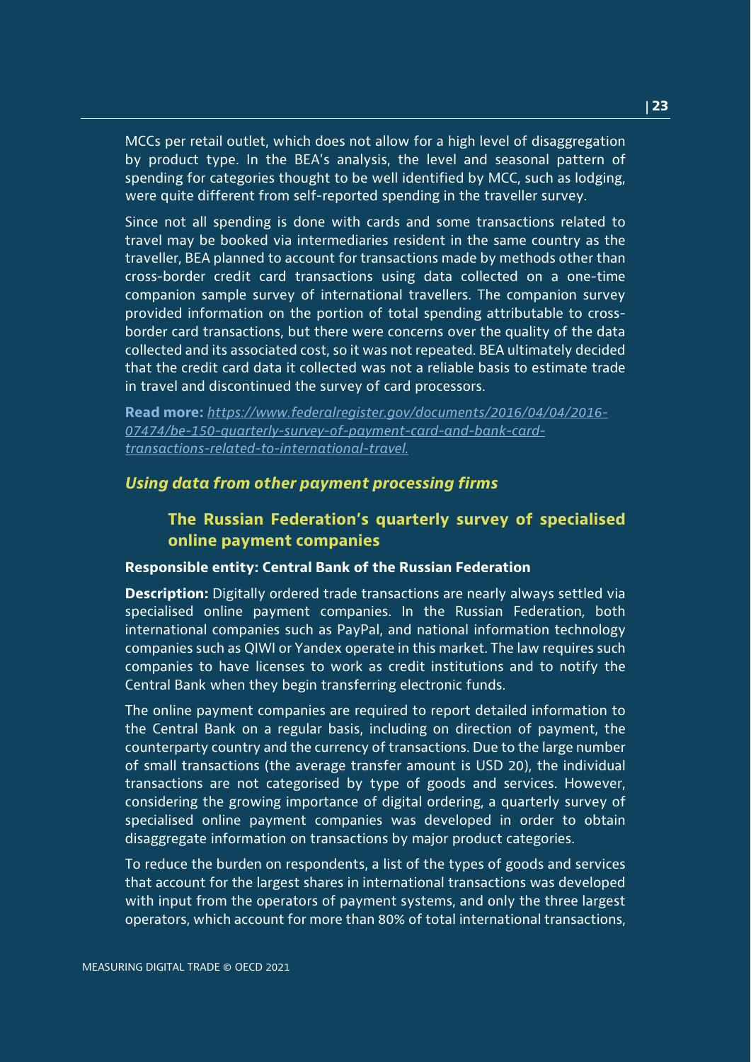MCCs per retail outlet, which does not allow for a high level of disaggregation by product type. In the BEA's analysis, the level and seasonal pattern of spending for categories thought to be well identified by MCC, such as lodging, were quite different from self-reported spending in the traveller survey.

Since not all spending is done with cards and some transactions related to travel may be booked via intermediaries resident in the same country as the traveller, BEA planned to account for transactions made by methods other than cross-border credit card transactions using data collected on a one-time companion sample survey of international travellers. The companion survey provided information on the portion of total spending attributable to cross-border card transactions, but there were concerns over the quality of the data collected and its associated cost, so it was not repeated. BEA ultimately decided that the credit card data it collected was not a reliable basis to estimate trade in travel and discontinued the survey of card processors.

**Read more:** *https://www.federalregister.gov/documents/2016/04/04/2016-07474/be-150-quarterly-survey-of-payment-card-and-bank-card-transactions-related-to-international-travel.*

### *Using data from other payment processing firms*

#### The Russian Federation's quarterly survey of specialised online payment companies

**Responsible entity: Central Bank of the Russian Federation**

**Description:** Digitally ordered trade transactions are nearly always settled via specialised online payment companies. In the Russian Federation, both international companies such as PayPal, and national information technology companies such as QIWI or Yandex operate in this market. The law requires such companies to have licenses to work as credit institutions and to notify the Central Bank when they begin transferring electronic funds.

The online payment companies are required to report detailed information to the Central Bank on a regular basis, including on direction of payment, the counterparty country and the currency of transactions. Due to the large number of small transactions (the average transfer amount is USD 20), the individual transactions are not categorised by type of goods and services. However, considering the growing importance of digital ordering, a quarterly survey of specialised online payment companies was developed in order to obtain disaggregate information on transactions by major product categories.

To reduce the burden on respondents, a list of the types of goods and services that account for the largest shares in international transactions was developed with input from the operators of payment systems, and only the three largest operators, which account for more than 80% of total international transactions,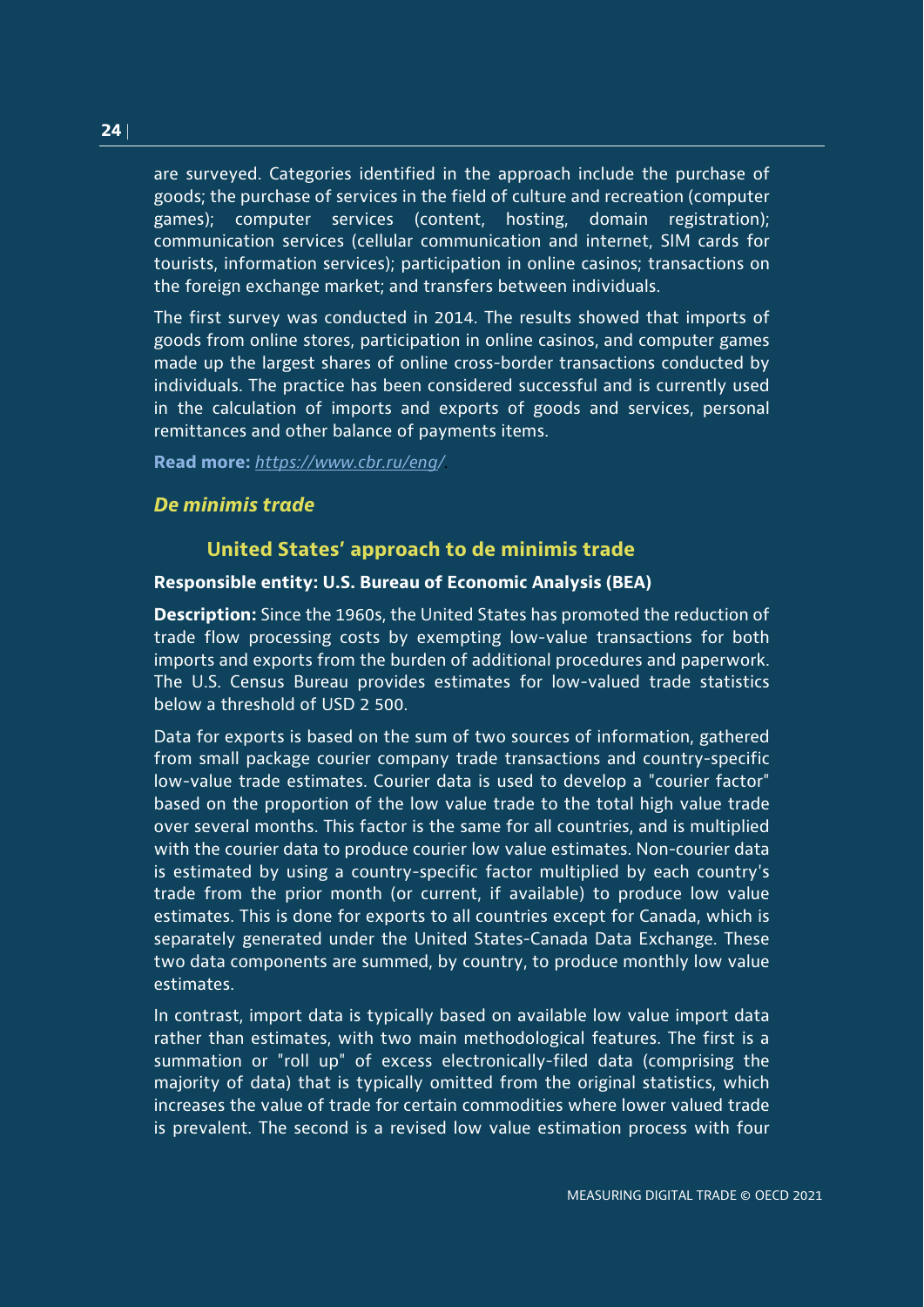are surveyed. Categories identified in the approach include the purchase of goods; the purchase of services in the field of culture and recreation (computer games); computer services (content, hosting, domain registration); communication services (cellular communication and internet, SIM cards for tourists, information services); participation in online casinos; transactions on the foreign exchange market; and transfers between individuals.

The first survey was conducted in 2014. The results showed that imports of goods from online stores, participation in online casinos, and computer games made up the largest shares of online cross-border transactions conducted by individuals. The practice has been considered successful and is currently used in the calculation of imports and exports of goods and services, personal remittances and other balance of payments items.

**Read more:** *https://www.cbr.ru/eng/*.

### *De minimis trade*

#### United States' approach to de minimis trade

**Responsible entity: U.S. Bureau of Economic Analysis (BEA)**

**Description:** Since the 1960s, the United States has promoted the reduction of trade flow processing costs by exempting low-value transactions for both imports and exports from the burden of additional procedures and paperwork. The U.S. Census Bureau provides estimates for low-valued trade statistics below a threshold of USD 2 500.

Data for exports is based on the sum of two sources of information, gathered from small package courier company trade transactions and country-specific low-value trade estimates. Courier data is used to develop a "courier factor" based on the proportion of the low value trade to the total high value trade over several months. This factor is the same for all countries, and is multiplied with the courier data to produce courier low value estimates. Non-courier data is estimated by using a country-specific factor multiplied by each country's trade from the prior month (or current, if available) to produce low value estimates. This is done for exports to all countries except for Canada, which is separately generated under the United States-Canada Data Exchange. These two data components are summed, by country, to produce monthly low value estimates.

In contrast, import data is typically based on available low value import data rather than estimates, with two main methodological features. The first is a summation or "roll up" of excess electronically-filed data (comprising the majority of data) that is typically omitted from the original statistics, which increases the value of trade for certain commodities where lower valued trade is prevalent. The second is a revised low value estimation process with four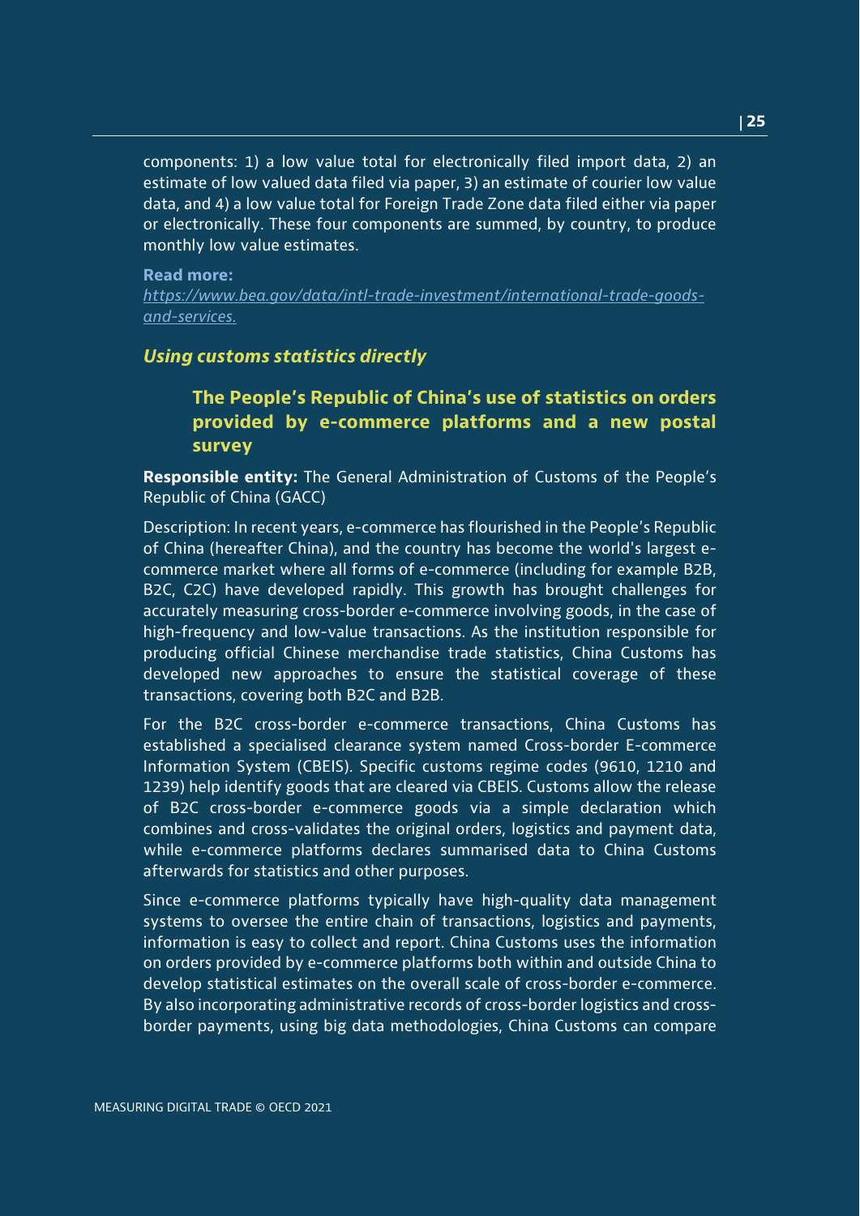components: 1) a low value total for electronically filed import data, 2) an estimate of low valued data filed via paper, 3) an estimate of courier low value data, and 4) a low value total for Foreign Trade Zone data filed either via paper or electronically. These four components are summed, by country, to produce monthly low value estimates.

**Read more:**
*https://www.bea.gov/data/intl-trade-investment/international-trade-goods-and-services.*

### *Using customs statistics directly*

#### The People's Republic of China's use of statistics on orders provided by e-commerce platforms and a new postal survey

**Responsible entity:** The General Administration of Customs of the People's Republic of China (GACC)

Description: In recent years, e-commerce has flourished in the People's Republic of China (hereafter China), and the country has become the world's largest e-commerce market where all forms of e-commerce (including for example B2B, B2C, C2C) have developed rapidly. This growth has brought challenges for accurately measuring cross-border e-commerce involving goods, in the case of high-frequency and low-value transactions. As the institution responsible for producing official Chinese merchandise trade statistics, China Customs has developed new approaches to ensure the statistical coverage of these transactions, covering both B2C and B2B.

For the B2C cross-border e-commerce transactions, China Customs has established a specialised clearance system named Cross-border E-commerce Information System (CBEIS). Specific customs regime codes (9610, 1210 and 1239) help identify goods that are cleared via CBEIS. Customs allow the release of B2C cross-border e-commerce goods via a simple declaration which combines and cross-validates the original orders, logistics and payment data, while e-commerce platforms declares summarised data to China Customs afterwards for statistics and other purposes.

Since e-commerce platforms typically have high-quality data management systems to oversee the entire chain of transactions, logistics and payments, information is easy to collect and report. China Customs uses the information on orders provided by e-commerce platforms both within and outside China to develop statistical estimates on the overall scale of cross-border e-commerce. By also incorporating administrative records of cross-border logistics and cross-border payments, using big data methodologies, China Customs can compare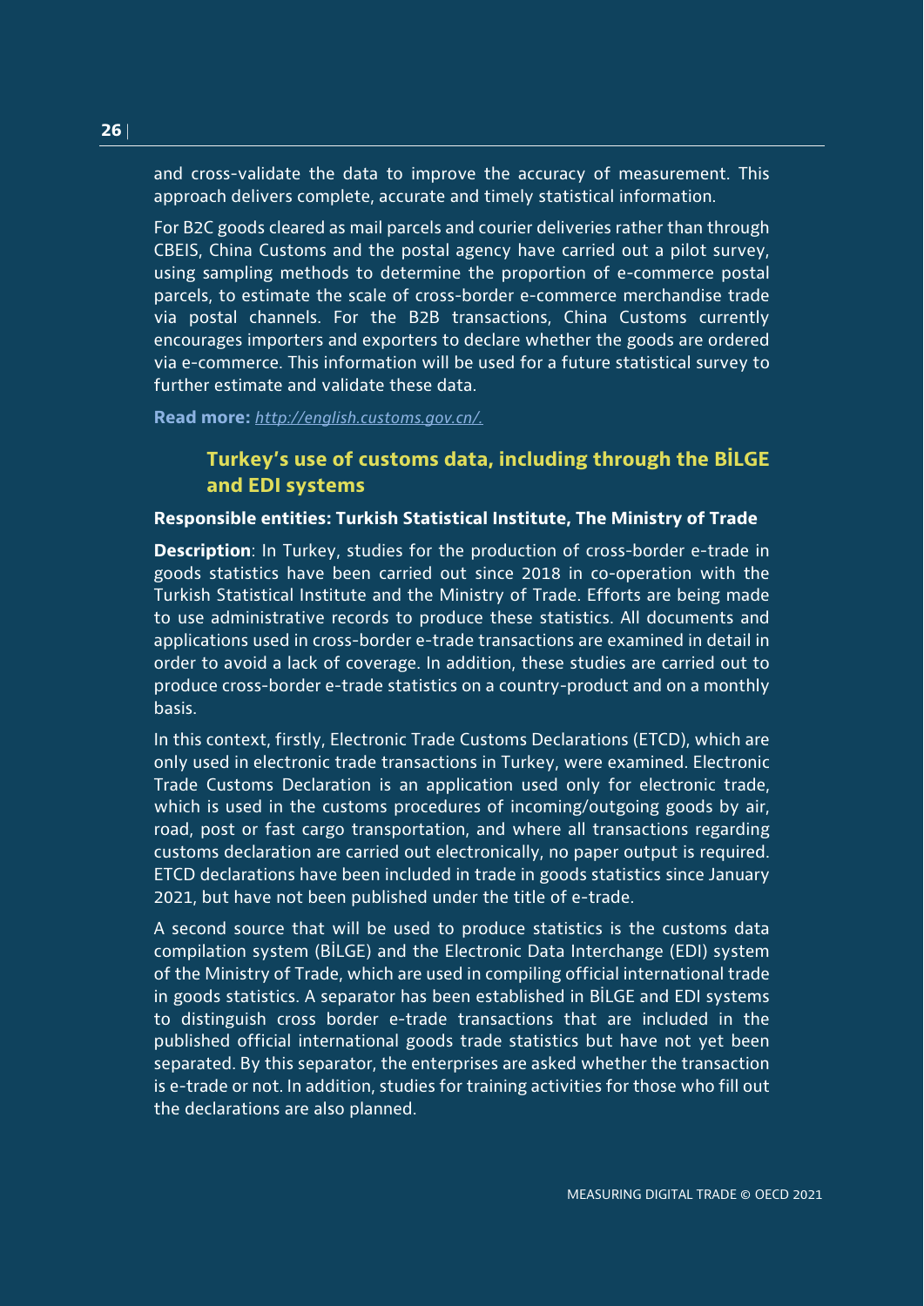and cross-validate the data to improve the accuracy of measurement. This approach delivers complete, accurate and timely statistical information.

For B2C goods cleared as mail parcels and courier deliveries rather than through CBEIS, China Customs and the postal agency have carried out a pilot survey, using sampling methods to determine the proportion of e-commerce postal parcels, to estimate the scale of cross-border e-commerce merchandise trade via postal channels. For the B2B transactions, China Customs currently encourages importers and exporters to declare whether the goods are ordered via e-commerce. This information will be used for a future statistical survey to further estimate and validate these data.

**Read more:** *http://english.customs.gov.cn/.*

### Turkey's use of customs data, including through the BİLGE and EDI systems

**Responsible entities: Turkish Statistical Institute, The Ministry of Trade**

**Description**: In Turkey, studies for the production of cross-border e-trade in goods statistics have been carried out since 2018 in co-operation with the Turkish Statistical Institute and the Ministry of Trade. Efforts are being made to use administrative records to produce these statistics. All documents and applications used in cross-border e-trade transactions are examined in detail in order to avoid a lack of coverage. In addition, these studies are carried out to produce cross-border e-trade statistics on a country-product and on a monthly basis.

In this context, firstly, Electronic Trade Customs Declarations (ETCD), which are only used in electronic trade transactions in Turkey, were examined. Electronic Trade Customs Declaration is an application used only for electronic trade, which is used in the customs procedures of incoming/outgoing goods by air, road, post or fast cargo transportation, and where all transactions regarding customs declaration are carried out electronically, no paper output is required. ETCD declarations have been included in trade in goods statistics since January 2021, but have not been published under the title of e-trade.

A second source that will be used to produce statistics is the customs data compilation system (BİLGE) and the Electronic Data Interchange (EDI) system of the Ministry of Trade, which are used in compiling official international trade in goods statistics. A separator has been established in BİLGE and EDI systems to distinguish cross border e-trade transactions that are included in the published official international goods trade statistics but have not yet been separated. By this separator, the enterprises are asked whether the transaction is e-trade or not. In addition, studies for training activities for those who fill out the declarations are also planned.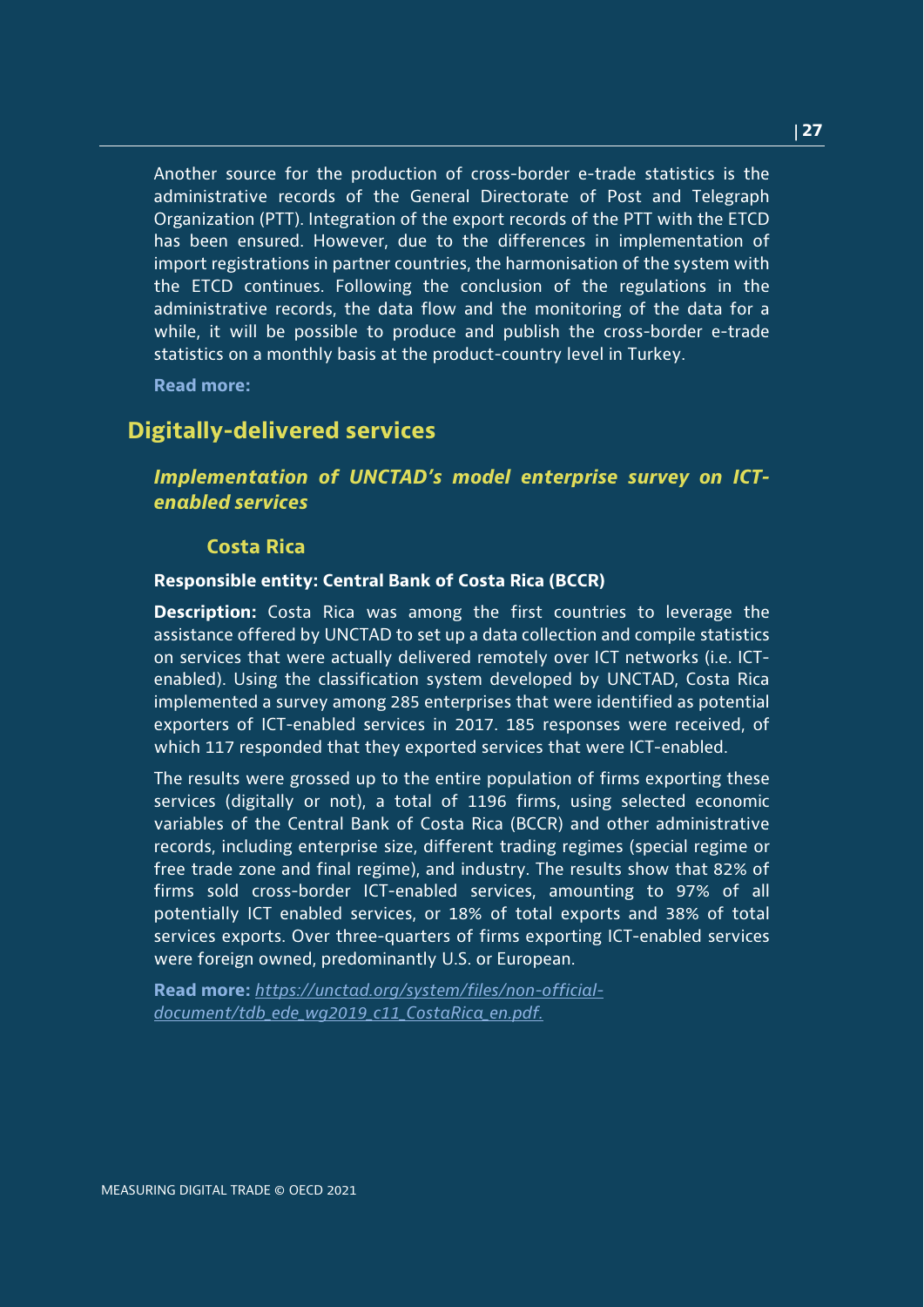Another source for the production of cross-border e-trade statistics is the administrative records of the General Directorate of Post and Telegraph Organization (PTT). Integration of the export records of the PTT with the ETCD has been ensured. However, due to the differences in implementation of import registrations in partner countries, the harmonisation of the system with the ETCD continues. Following the conclusion of the regulations in the administrative records, the data flow and the monitoring of the data for a while, it will be possible to produce and publish the cross-border e-trade statistics on a monthly basis at the product-country level in Turkey.

**Read more:**

## Digitally-delivered services

### *Implementation of UNCTAD's model enterprise survey on ICT-enabled services*

#### Costa Rica

**Responsible entity: Central Bank of Costa Rica (BCCR)**

**Description:** Costa Rica was among the first countries to leverage the assistance offered by UNCTAD to set up a data collection and compile statistics on services that were actually delivered remotely over ICT networks (i.e. ICT-enabled). Using the classification system developed by UNCTAD, Costa Rica implemented a survey among 285 enterprises that were identified as potential exporters of ICT-enabled services in 2017. 185 responses were received, of which 117 responded that they exported services that were ICT-enabled.

The results were grossed up to the entire population of firms exporting these services (digitally or not), a total of 1196 firms, using selected economic variables of the Central Bank of Costa Rica (BCCR) and other administrative records, including enterprise size, different trading regimes (special regime or free trade zone and final regime), and industry. The results show that 82% of firms sold cross-border ICT-enabled services, amounting to 97% of all potentially ICT enabled services, or 18% of total exports and 38% of total services exports. Over three-quarters of firms exporting ICT-enabled services were foreign owned, predominantly U.S. or European.

**Read more:** *https://unctad.org/system/files/non-official-document/tdb_ede_wg2019_c11_CostaRica_en.pdf.*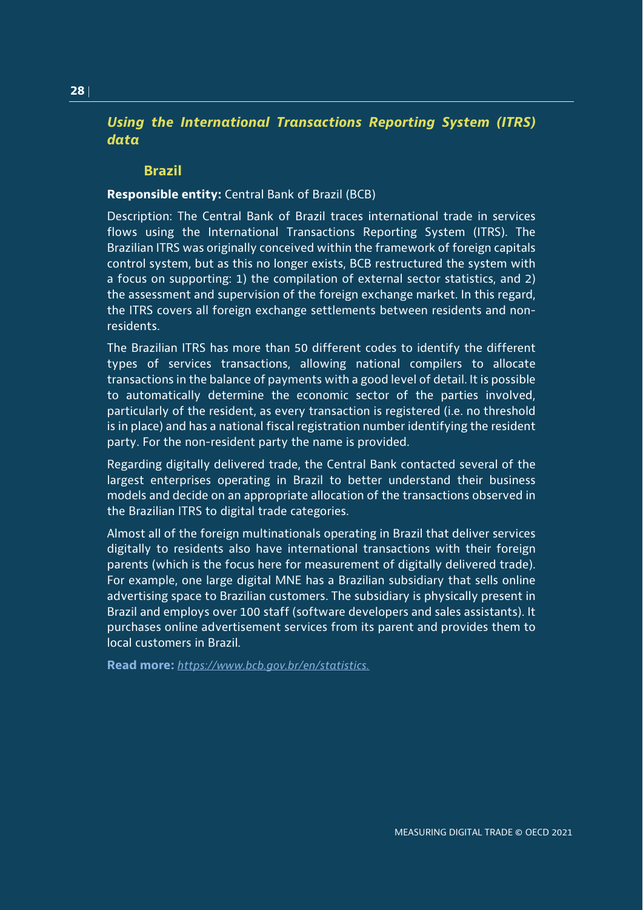## *Using the International Transactions Reporting System (ITRS) data*

### Brazil

**Responsible entity:** Central Bank of Brazil (BCB)

Description: The Central Bank of Brazil traces international trade in services flows using the International Transactions Reporting System (ITRS). The Brazilian ITRS was originally conceived within the framework of foreign capitals control system, but as this no longer exists, BCB restructured the system with a focus on supporting: 1) the compilation of external sector statistics, and 2) the assessment and supervision of the foreign exchange market. In this regard, the ITRS covers all foreign exchange settlements between residents and non-residents.

The Brazilian ITRS has more than 50 different codes to identify the different types of services transactions, allowing national compilers to allocate transactions in the balance of payments with a good level of detail. It is possible to automatically determine the economic sector of the parties involved, particularly of the resident, as every transaction is registered (i.e. no threshold is in place) and has a national fiscal registration number identifying the resident party. For the non-resident party the name is provided.

Regarding digitally delivered trade, the Central Bank contacted several of the largest enterprises operating in Brazil to better understand their business models and decide on an appropriate allocation of the transactions observed in the Brazilian ITRS to digital trade categories.

Almost all of the foreign multinationals operating in Brazil that deliver services digitally to residents also have international transactions with their foreign parents (which is the focus here for measurement of digitally delivered trade). For example, one large digital MNE has a Brazilian subsidiary that sells online advertising space to Brazilian customers. The subsidiary is physically present in Brazil and employs over 100 staff (software developers and sales assistants). It purchases online advertisement services from its parent and provides them to local customers in Brazil.

**Read more:** *https://www.bcb.gov.br/en/statistics.*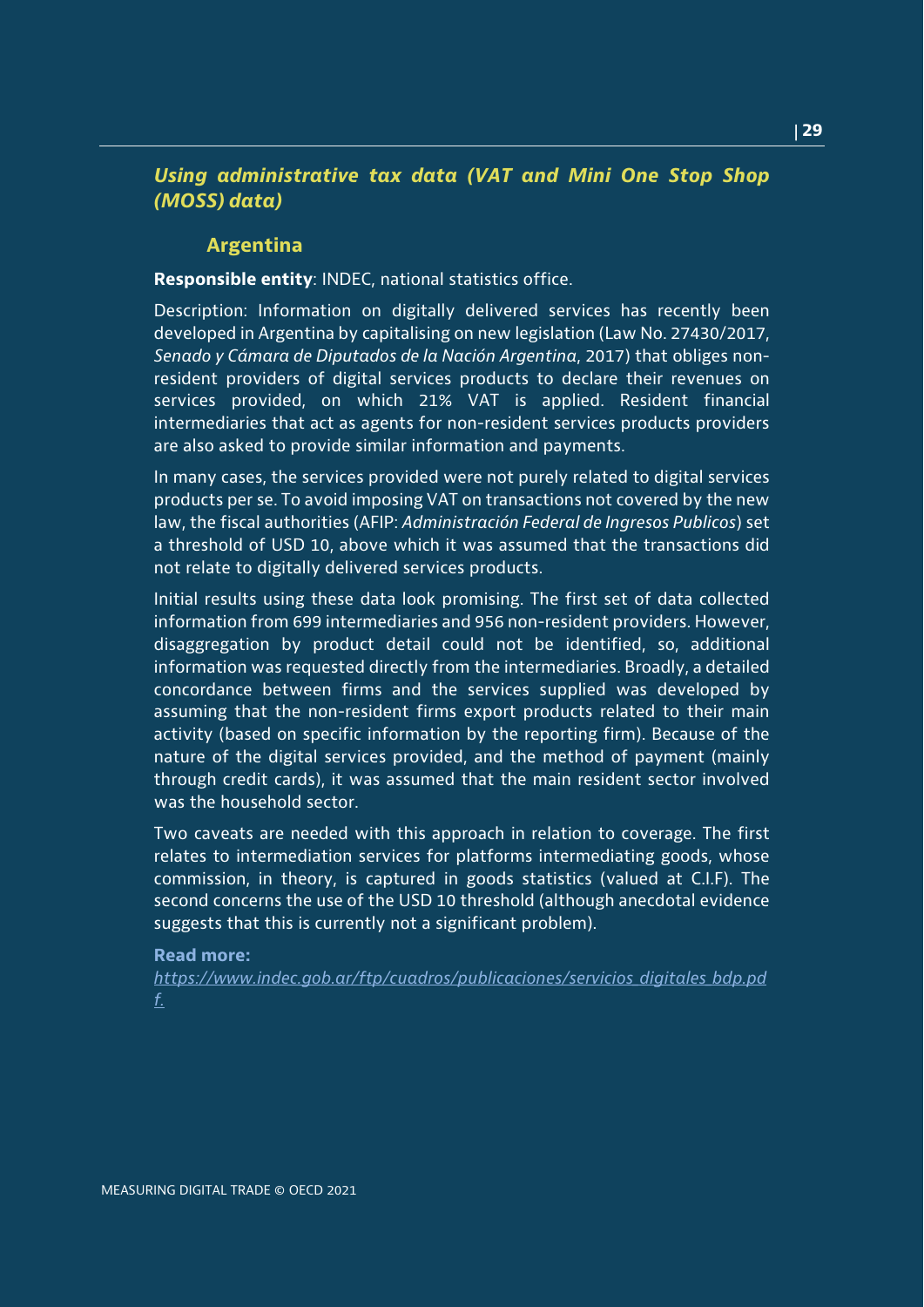## *Using administrative tax data (VAT and Mini One Stop Shop (MOSS) data)*

### Argentina

**Responsible entity**: INDEC, national statistics office.

Description: Information on digitally delivered services has recently been developed in Argentina by capitalising on new legislation (Law No. 27430/2017, *Senado y Cámara de Diputados de la Nación Argentina*, 2017) that obliges non-resident providers of digital services products to declare their revenues on services provided, on which 21% VAT is applied. Resident financial intermediaries that act as agents for non-resident services products providers are also asked to provide similar information and payments.

In many cases, the services provided were not purely related to digital services products per se. To avoid imposing VAT on transactions not covered by the new law, the fiscal authorities (AFIP: *Administración Federal de Ingresos Publicos*) set a threshold of USD 10, above which it was assumed that the transactions did not relate to digitally delivered services products.

Initial results using these data look promising. The first set of data collected information from 699 intermediaries and 956 non-resident providers. However, disaggregation by product detail could not be identified, so, additional information was requested directly from the intermediaries. Broadly, a detailed concordance between firms and the services supplied was developed by assuming that the non-resident firms export products related to their main activity (based on specific information by the reporting firm). Because of the nature of the digital services provided, and the method of payment (mainly through credit cards), it was assumed that the main resident sector involved was the household sector.

Two caveats are needed with this approach in relation to coverage. The first relates to intermediation services for platforms intermediating goods, whose commission, in theory, is captured in goods statistics (valued at C.I.F). The second concerns the use of the USD 10 threshold (although anecdotal evidence suggests that this is currently not a significant problem).

**Read more:**
*https://www.indec.gob.ar/ftp/cuadros/publicaciones/servicios_digitales_bdp.pdf.*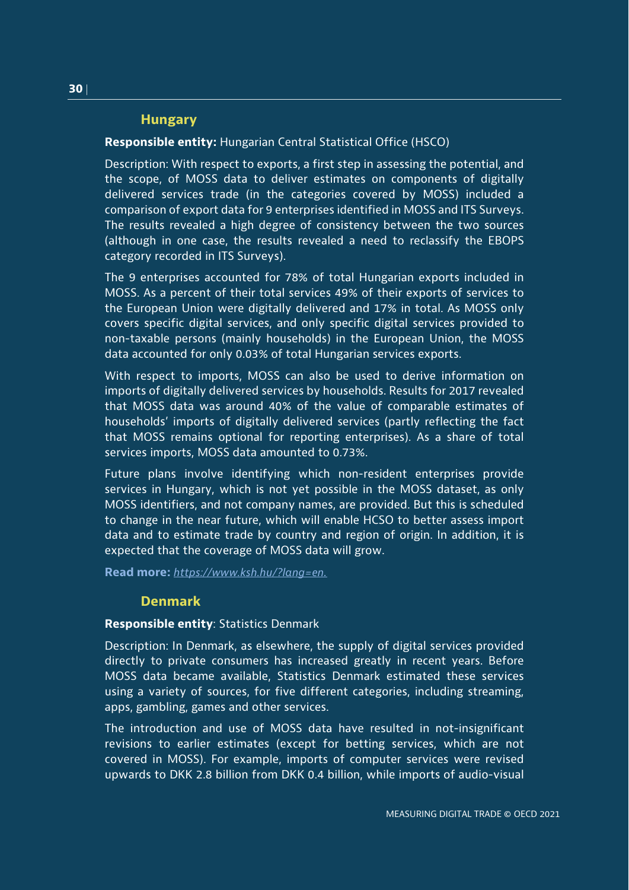### Hungary

**Responsible entity:** Hungarian Central Statistical Office (HSCO)

Description: With respect to exports, a first step in assessing the potential, and the scope, of MOSS data to deliver estimates on components of digitally delivered services trade (in the categories covered by MOSS) included a comparison of export data for 9 enterprises identified in MOSS and ITS Surveys. The results revealed a high degree of consistency between the two sources (although in one case, the results revealed a need to reclassify the EBOPS category recorded in ITS Surveys).

The 9 enterprises accounted for 78% of total Hungarian exports included in MOSS. As a percent of their total services 49% of their exports of services to the European Union were digitally delivered and 17% in total. As MOSS only covers specific digital services, and only specific digital services provided to non-taxable persons (mainly households) in the European Union, the MOSS data accounted for only 0.03% of total Hungarian services exports.

With respect to imports, MOSS can also be used to derive information on imports of digitally delivered services by households. Results for 2017 revealed that MOSS data was around 40% of the value of comparable estimates of households' imports of digitally delivered services (partly reflecting the fact that MOSS remains optional for reporting enterprises). As a share of total services imports, MOSS data amounted to 0.73%.

Future plans involve identifying which non-resident enterprises provide services in Hungary, which is not yet possible in the MOSS dataset, as only MOSS identifiers, and not company names, are provided. But this is scheduled to change in the near future, which will enable HCSO to better assess import data and to estimate trade by country and region of origin. In addition, it is expected that the coverage of MOSS data will grow.

**Read more:** *https://www.ksh.hu/?lang=en.*

### Denmark

**Responsible entity**: Statistics Denmark

Description: In Denmark, as elsewhere, the supply of digital services provided directly to private consumers has increased greatly in recent years. Before MOSS data became available, Statistics Denmark estimated these services using a variety of sources, for five different categories, including streaming, apps, gambling, games and other services.

The introduction and use of MOSS data have resulted in not-insignificant revisions to earlier estimates (except for betting services, which are not covered in MOSS). For example, imports of computer services were revised upwards to DKK 2.8 billion from DKK 0.4 billion, while imports of audio-visual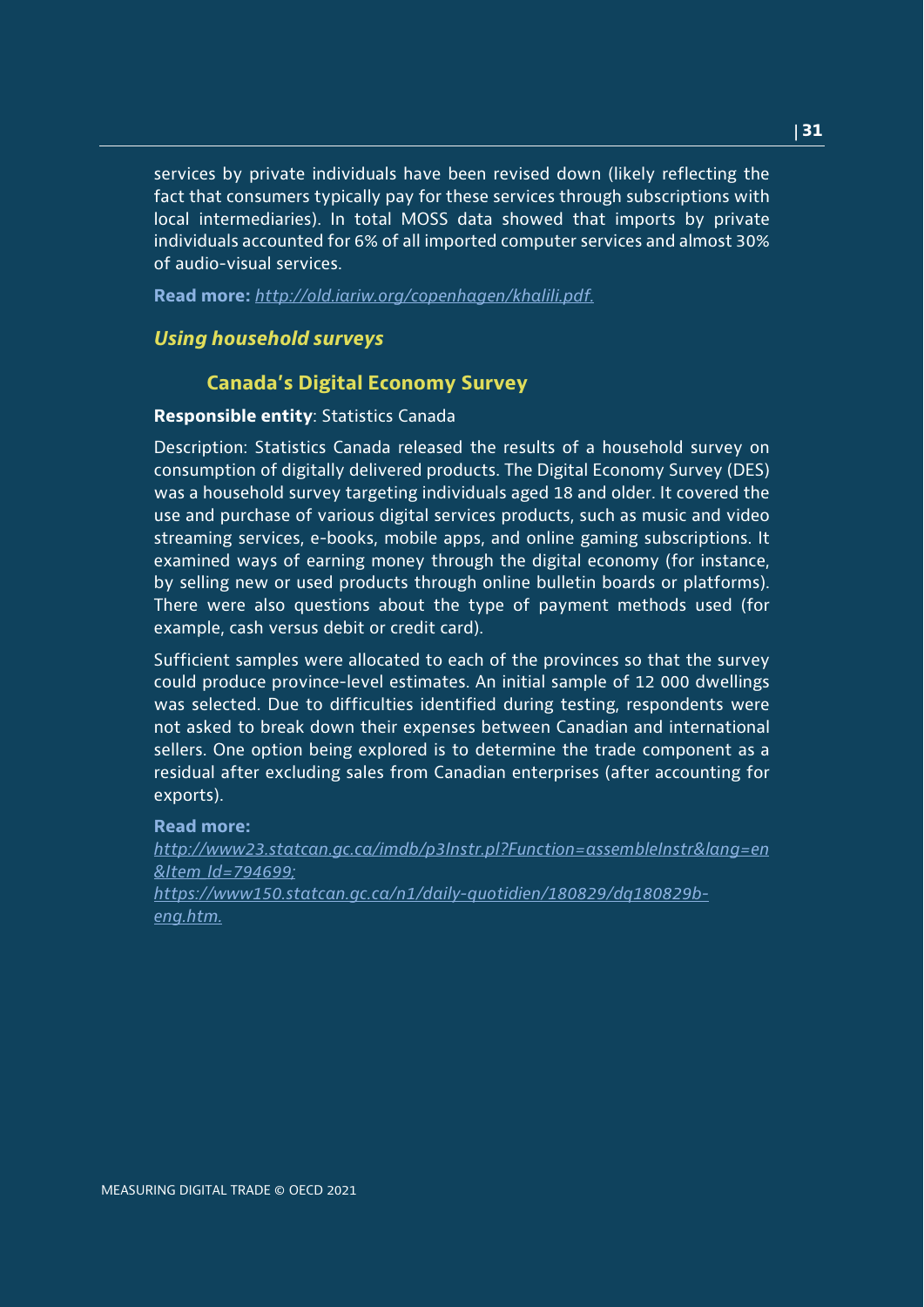services by private individuals have been revised down (likely reflecting the fact that consumers typically pay for these services through subscriptions with local intermediaries). In total MOSS data showed that imports by private individuals accounted for 6% of all imported computer services and almost 30% of audio-visual services.

**Read more:** *http://old.iariw.org/copenhagen/khalili.pdf.*

### *Using household surveys*

#### Canada's Digital Economy Survey

**Responsible entity**: Statistics Canada

Description: Statistics Canada released the results of a household survey on consumption of digitally delivered products. The Digital Economy Survey (DES) was a household survey targeting individuals aged 18 and older. It covered the use and purchase of various digital services products, such as music and video streaming services, e-books, mobile apps, and online gaming subscriptions. It examined ways of earning money through the digital economy (for instance, by selling new or used products through online bulletin boards or platforms). There were also questions about the type of payment methods used (for example, cash versus debit or credit card).

Sufficient samples were allocated to each of the provinces so that the survey could produce province-level estimates. An initial sample of 12 000 dwellings was selected. Due to difficulties identified during testing, respondents were not asked to break down their expenses between Canadian and international sellers. One option being explored is to determine the trade component as a residual after excluding sales from Canadian enterprises (after accounting for exports).

**Read more:**
*http://www23.statcan.gc.ca/imdb/p3Instr.pl?Function=assembleInstr&lang=en&Item_Id=794699;*
*https://www150.statcan.gc.ca/n1/daily-quotidien/180829/dq180829b-eng.htm.*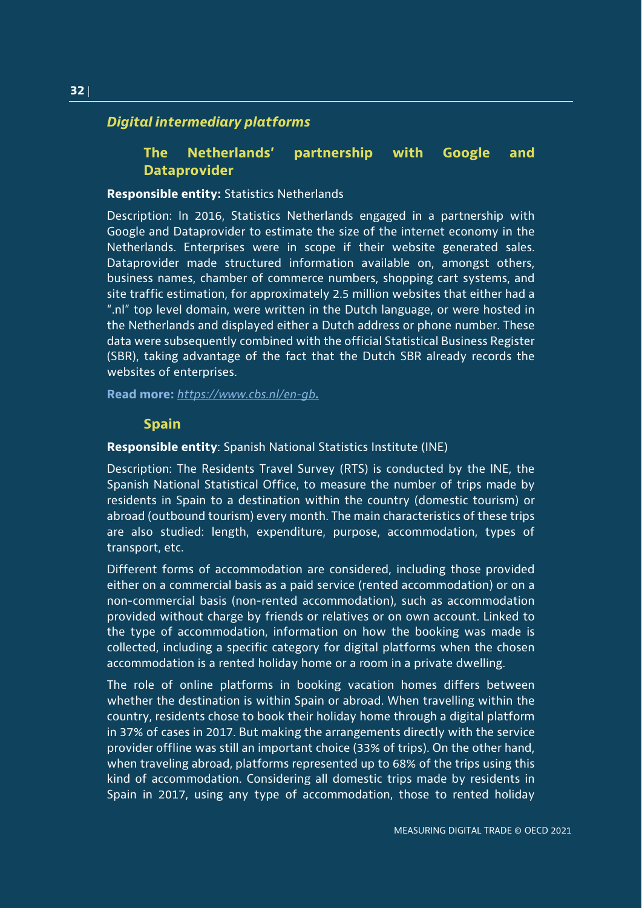### *Digital intermediary platforms*

#### The Netherlands' partnership with Google and Dataprovider

**Responsible entity:** Statistics Netherlands

Description: In 2016, Statistics Netherlands engaged in a partnership with Google and Dataprovider to estimate the size of the internet economy in the Netherlands. Enterprises were in scope if their website generated sales. Dataprovider made structured information available on, amongst others, business names, chamber of commerce numbers, shopping cart systems, and site traffic estimation, for approximately 2.5 million websites that either had a ".nl" top level domain, were written in the Dutch language, or were hosted in the Netherlands and displayed either a Dutch address or phone number. These data were subsequently combined with the official Statistical Business Register (SBR), taking advantage of the fact that the Dutch SBR already records the websites of enterprises.

**Read more:** *https://www.cbs.nl/en-gb*.

#### Spain

**Responsible entity**: Spanish National Statistics Institute (INE)

Description: The Residents Travel Survey (RTS) is conducted by the INE, the Spanish National Statistical Office, to measure the number of trips made by residents in Spain to a destination within the country (domestic tourism) or abroad (outbound tourism) every month. The main characteristics of these trips are also studied: length, expenditure, purpose, accommodation, types of transport, etc.

Different forms of accommodation are considered, including those provided either on a commercial basis as a paid service (rented accommodation) or on a non-commercial basis (non-rented accommodation), such as accommodation provided without charge by friends or relatives or on own account. Linked to the type of accommodation, information on how the booking was made is collected, including a specific category for digital platforms when the chosen accommodation is a rented holiday home or a room in a private dwelling.

The role of online platforms in booking vacation homes differs between whether the destination is within Spain or abroad. When travelling within the country, residents chose to book their holiday home through a digital platform in 37% of cases in 2017. But making the arrangements directly with the service provider offline was still an important choice (33% of trips). On the other hand, when traveling abroad, platforms represented up to 68% of the trips using this kind of accommodation. Considering all domestic trips made by residents in Spain in 2017, using any type of accommodation, those to rented holiday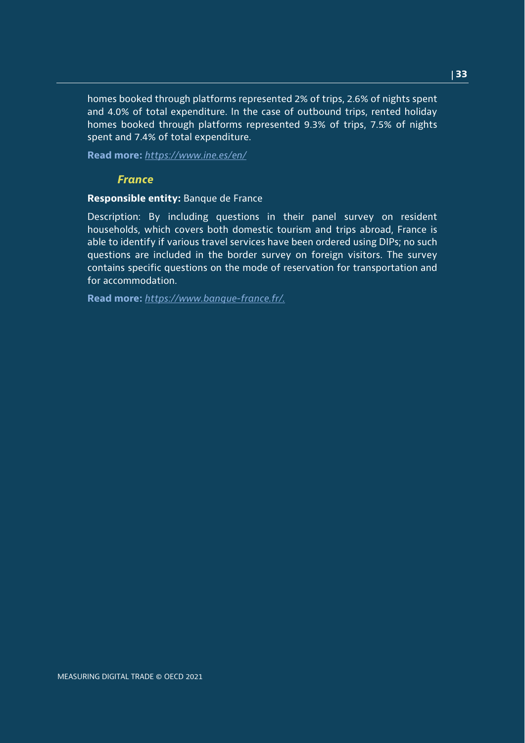homes booked through platforms represented 2% of trips, 2.6% of nights spent and 4.0% of total expenditure. In the case of outbound trips, rented holiday homes booked through platforms represented 9.3% of trips, 7.5% of nights spent and 7.4% of total expenditure.

**Read more:** *https://www.ine.es/en/*

### *France*

**Responsible entity:** Banque de France

Description: By including questions in their panel survey on resident households, which covers both domestic tourism and trips abroad, France is able to identify if various travel services have been ordered using DIPs; no such questions are included in the border survey on foreign visitors. The survey contains specific questions on the mode of reservation for transportation and for accommodation.

**Read more:** *https://www.banque-france.fr/.*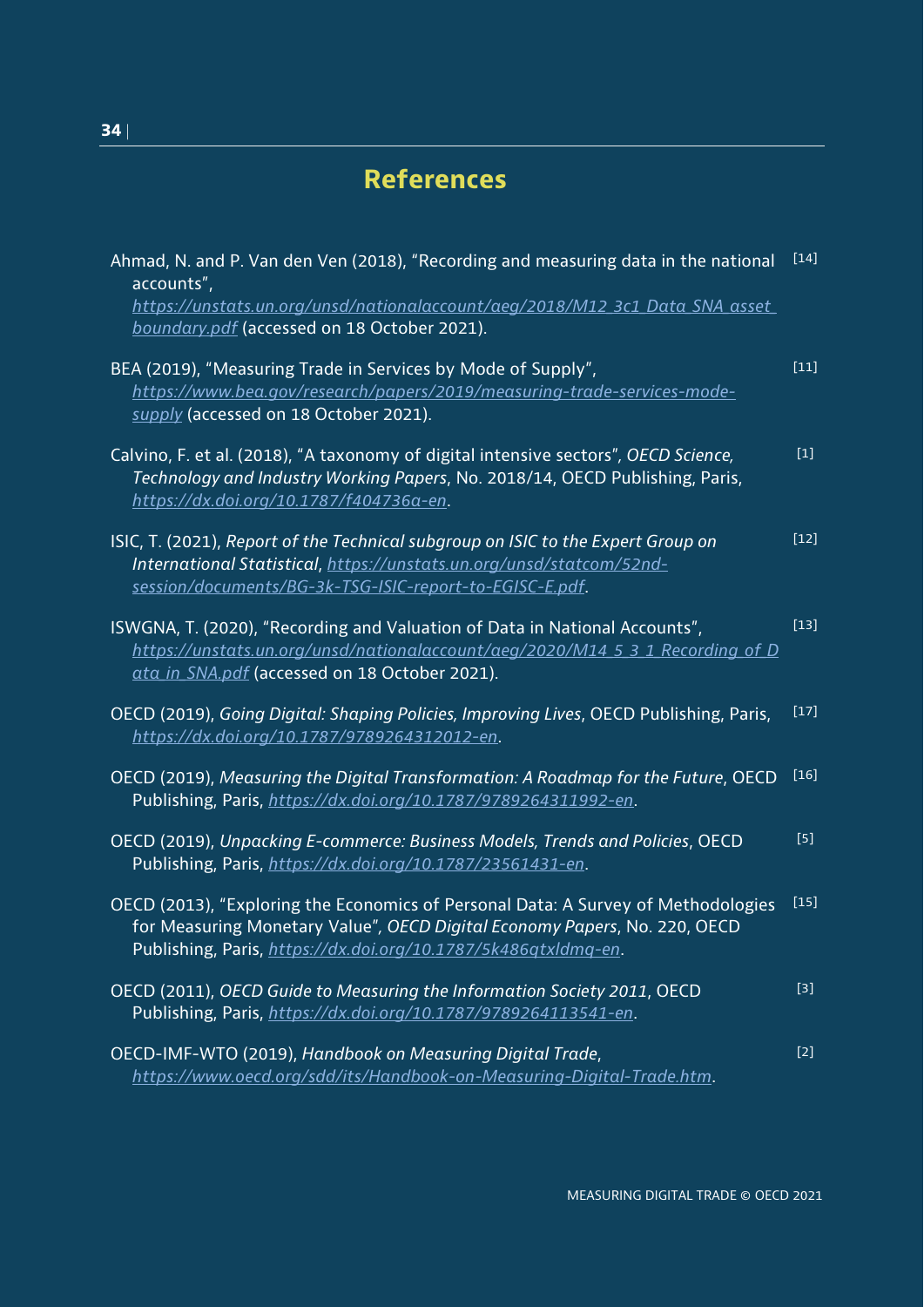# References

Ahmad, N. and P. Van den Ven (2018), "Recording and measuring data in the national accounts", https://unstats.un.org/unsd/nationalaccount/aeg/2018/M12_3c1_Data_SNA_asset_boundary.pdf (accessed on 18 October 2021). [14]

BEA (2019), "Measuring Trade in Services by Mode of Supply", https://www.bea.gov/research/papers/2019/measuring-trade-services-mode-supply (accessed on 18 October 2021). [11]

Calvino, F. et al. (2018), "A taxonomy of digital intensive sectors", *OECD Science, Technology and Industry Working Papers*, No. 2018/14, OECD Publishing, Paris, https://dx.doi.org/10.1787/f404736a-en. [1]

ISIC, T. (2021), *Report of the Technical subgroup on ISIC to the Expert Group on International Statistical*, https://unstats.un.org/unsd/statcom/52nd-session/documents/BG-3k-TSG-ISIC-report-to-EGISC-E.pdf. [12]

ISWGNA, T. (2020), "Recording and Valuation of Data in National Accounts", https://unstats.un.org/unsd/nationalaccount/aeg/2020/M14_5_3_1_Recording_of_Data_in_SNA.pdf (accessed on 18 October 2021). [13]

OECD (2019), *Going Digital: Shaping Policies, Improving Lives*, OECD Publishing, Paris, https://dx.doi.org/10.1787/9789264312012-en. [17]

OECD (2019), *Measuring the Digital Transformation: A Roadmap for the Future*, OECD Publishing, Paris, https://dx.doi.org/10.1787/9789264311992-en. [16]

OECD (2019), *Unpacking E-commerce: Business Models, Trends and Policies*, OECD Publishing, Paris, https://dx.doi.org/10.1787/23561431-en. [5]

OECD (2013), "Exploring the Economics of Personal Data: A Survey of Methodologies for Measuring Monetary Value", *OECD Digital Economy Papers*, No. 220, OECD Publishing, Paris, https://dx.doi.org/10.1787/5k486qtxldmq-en. [15]

OECD (2011), *OECD Guide to Measuring the Information Society 2011*, OECD Publishing, Paris, https://dx.doi.org/10.1787/9789264113541-en. [3]

OECD-IMF-WTO (2019), *Handbook on Measuring Digital Trade*, https://www.oecd.org/sdd/its/Handbook-on-Measuring-Digital-Trade.htm. [2]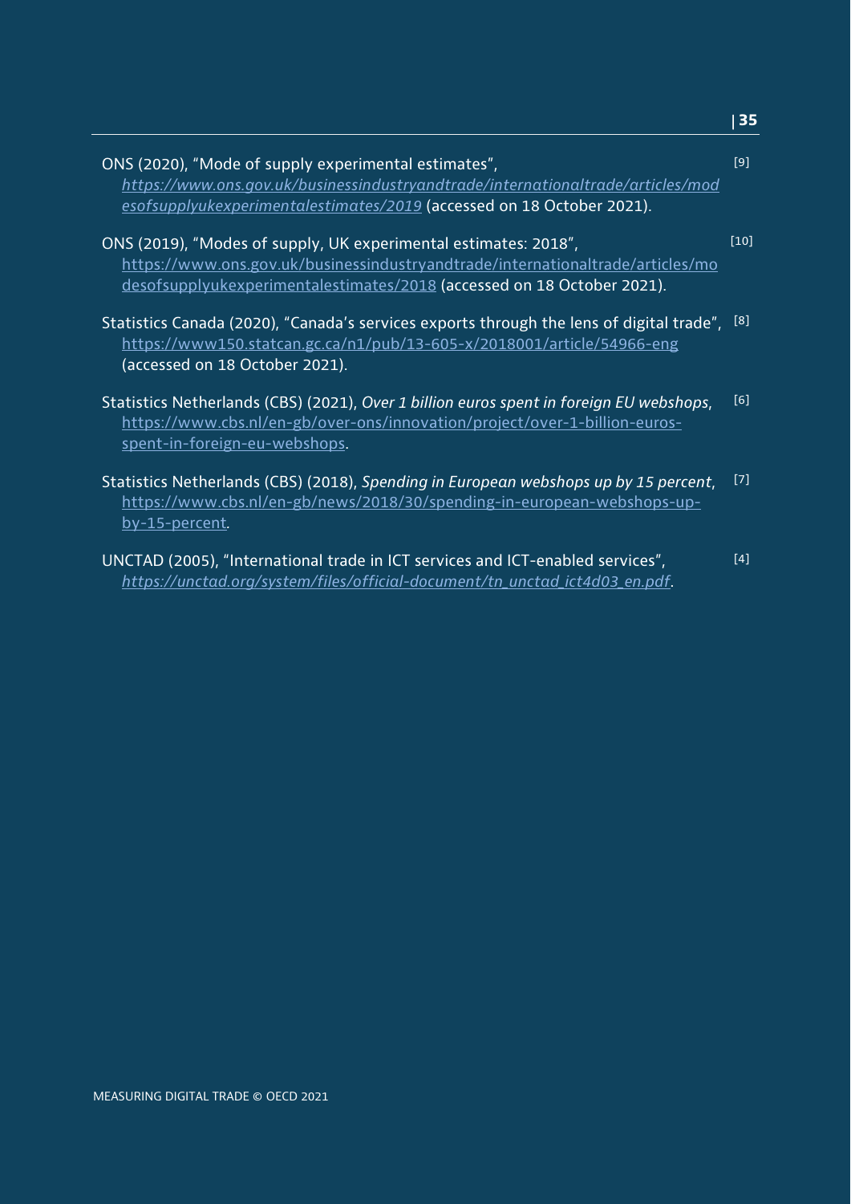ONS (2020), "Mode of supply experimental estimates", *https://www.ons.gov.uk/businessindustryandtrade/internationaltrade/articles/modesofsupplyukexperimentalestimates/2019* (accessed on 18 October 2021). [9]

ONS (2019), "Modes of supply, UK experimental estimates: 2018", https://www.ons.gov.uk/businessindustryandtrade/internationaltrade/articles/modesofsupplyukexperimentalestimates/2018 (accessed on 18 October 2021). [10]

Statistics Canada (2020), "Canada's services exports through the lens of digital trade", https://www150.statcan.gc.ca/n1/pub/13-605-x/2018001/article/54966-eng (accessed on 18 October 2021). [8]

Statistics Netherlands (CBS) (2021), *Over 1 billion euros spent in foreign EU webshops*, https://www.cbs.nl/en-gb/over-ons/innovation/project/over-1-billion-euros-spent-in-foreign-eu-webshops. [6]

Statistics Netherlands (CBS) (2018), *Spending in European webshops up by 15 percent*, https://www.cbs.nl/en-gb/news/2018/30/spending-in-european-webshops-up-by-15-percent. [7]

UNCTAD (2005), "International trade in ICT services and ICT-enabled services", *https://unctad.org/system/files/official-document/tn_unctad_ict4d03_en.pdf*. [4]